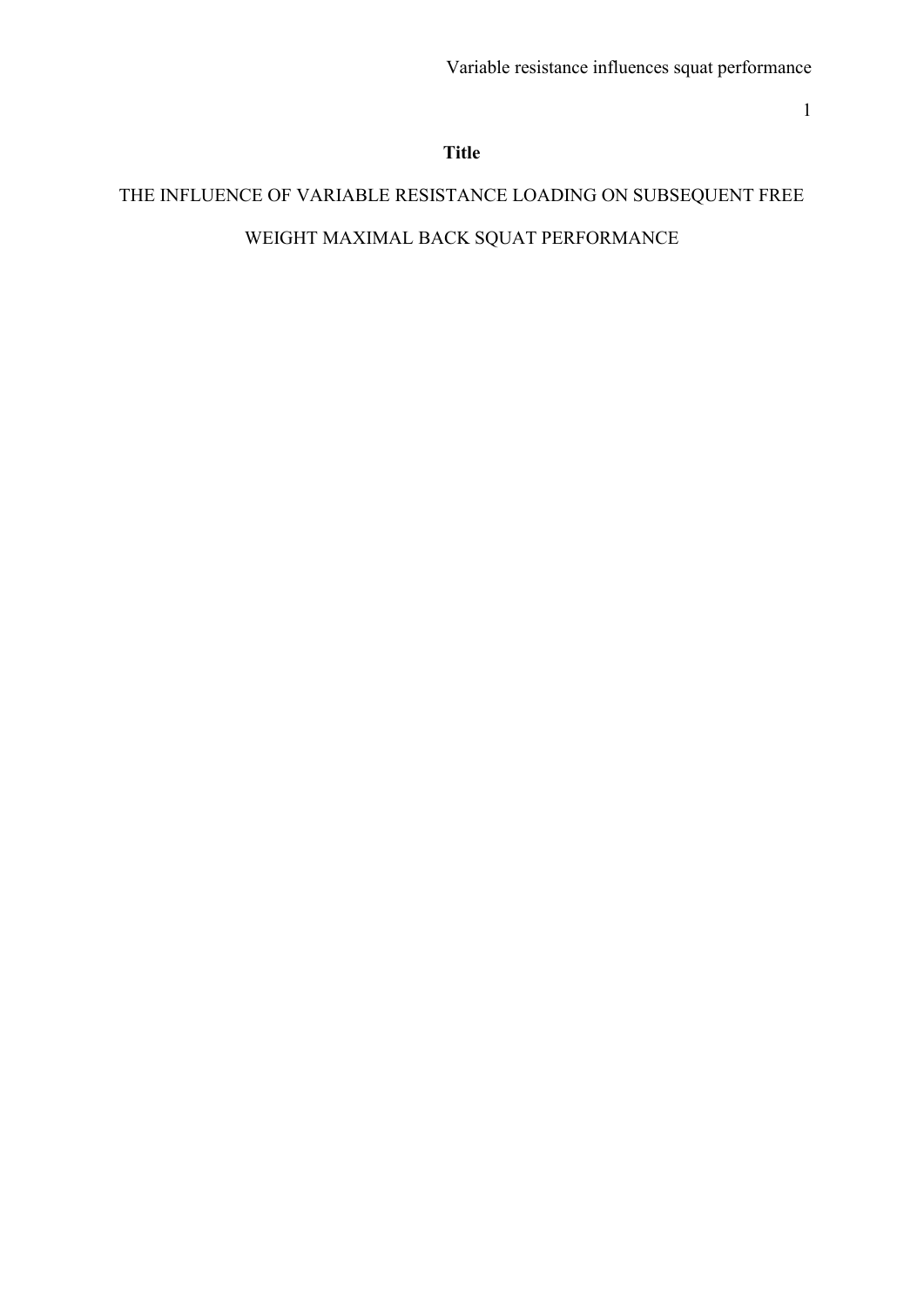**Title**

THE INFLUENCE OF VARIABLE RESISTANCE LOADING ON SUBSEQUENT FREE WEIGHT MAXIMAL BACK SQUAT PERFORMANCE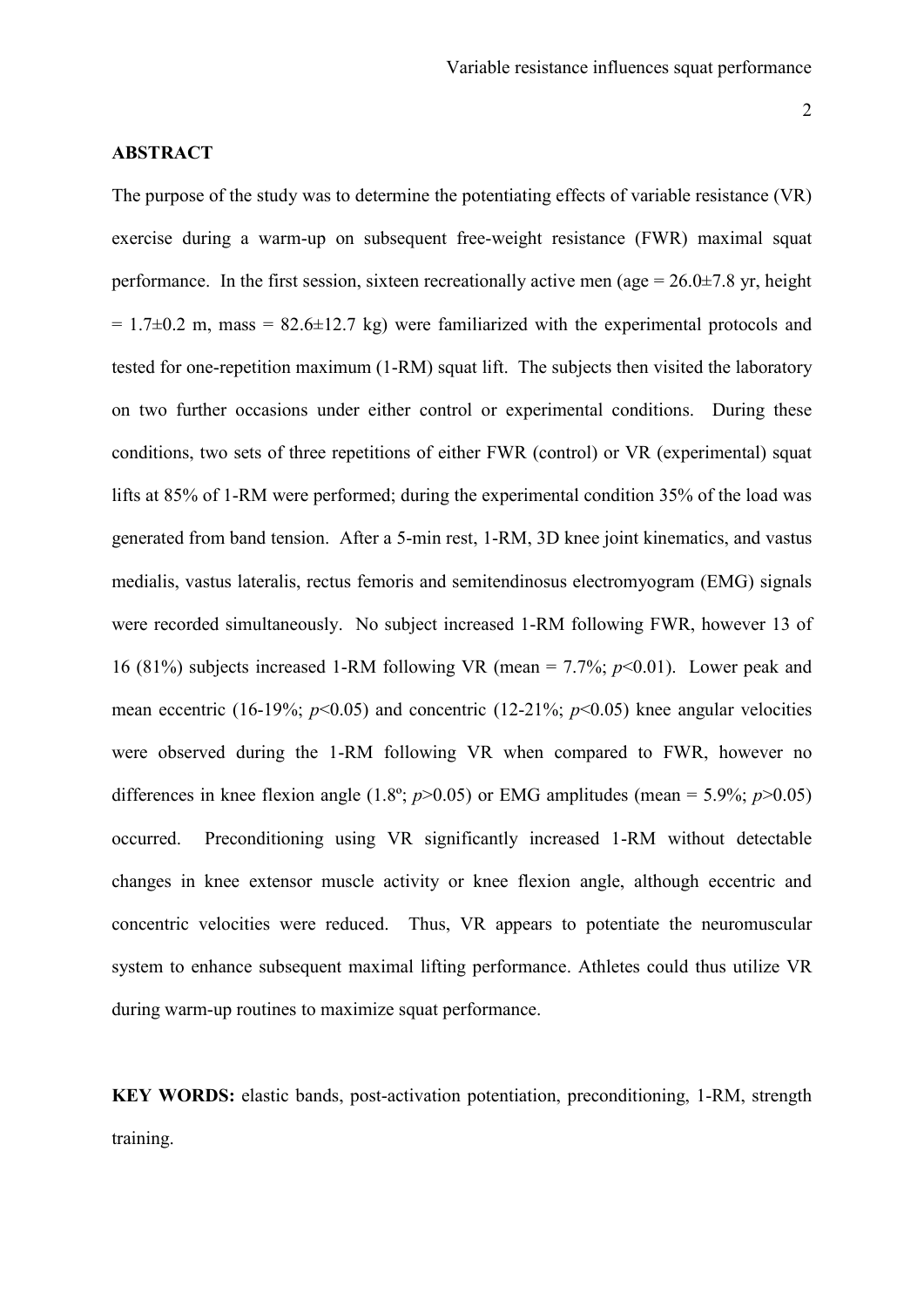## ABSTRACT

The purpose of the study was to determine the potentiating effects of variable resistance (VR) exercise during a warm-up on subsequent free-weight resistance (FWR) maximal squat performance. In the first session, sixteen recreationally active men (age = 26.0±7.8 yr, height = 1.7±0.2 m, mass = 82.6±12.7 kg) were familiarized with the experimental protocols and tested for one-repetition maximum (1-RM) squat lift. The subjects then visited the laboratory on two further occasions under either control or experimental conditions. During these conditions, two sets of three repetitions of either FWR (control) or VR (experimental) squat lifts at 85% of 1-RM were performed; during the experimental condition 35% of the load was generated from band tension. After a 5-min rest, 1-RM, 3D knee joint kinematics, and vastus medialis, vastus lateralis, rectus femoris and semitendinosus electromyogram (EMG) signals were recorded simultaneously. No subject increased 1-RM following FWR, however 13 of 16 (81%) subjects increased 1-RM following VR (mean = 7.7%; $p<0.01$). Lower peak and mean eccentric (16-19%; $p<0.05$) and concentric (12-21%; $p<0.05$) knee angular velocities were observed during the 1-RM following VR when compared to FWR, however no differences in knee flexion angle (1.8º; $p>0.05$) or EMG amplitudes (mean = 5.9%; $p>0.05$) occurred. Preconditioning using VR significantly increased 1-RM without detectable changes in knee extensor muscle activity or knee flexion angle, although eccentric and concentric velocities were reduced. Thus, VR appears to potentiate the neuromuscular system to enhance subsequent maximal lifting performance. Athletes could thus utilize VR during warm-up routines to maximize squat performance.

**KEY WORDS:** elastic bands, post-activation potentiation, preconditioning, 1-RM, strength training.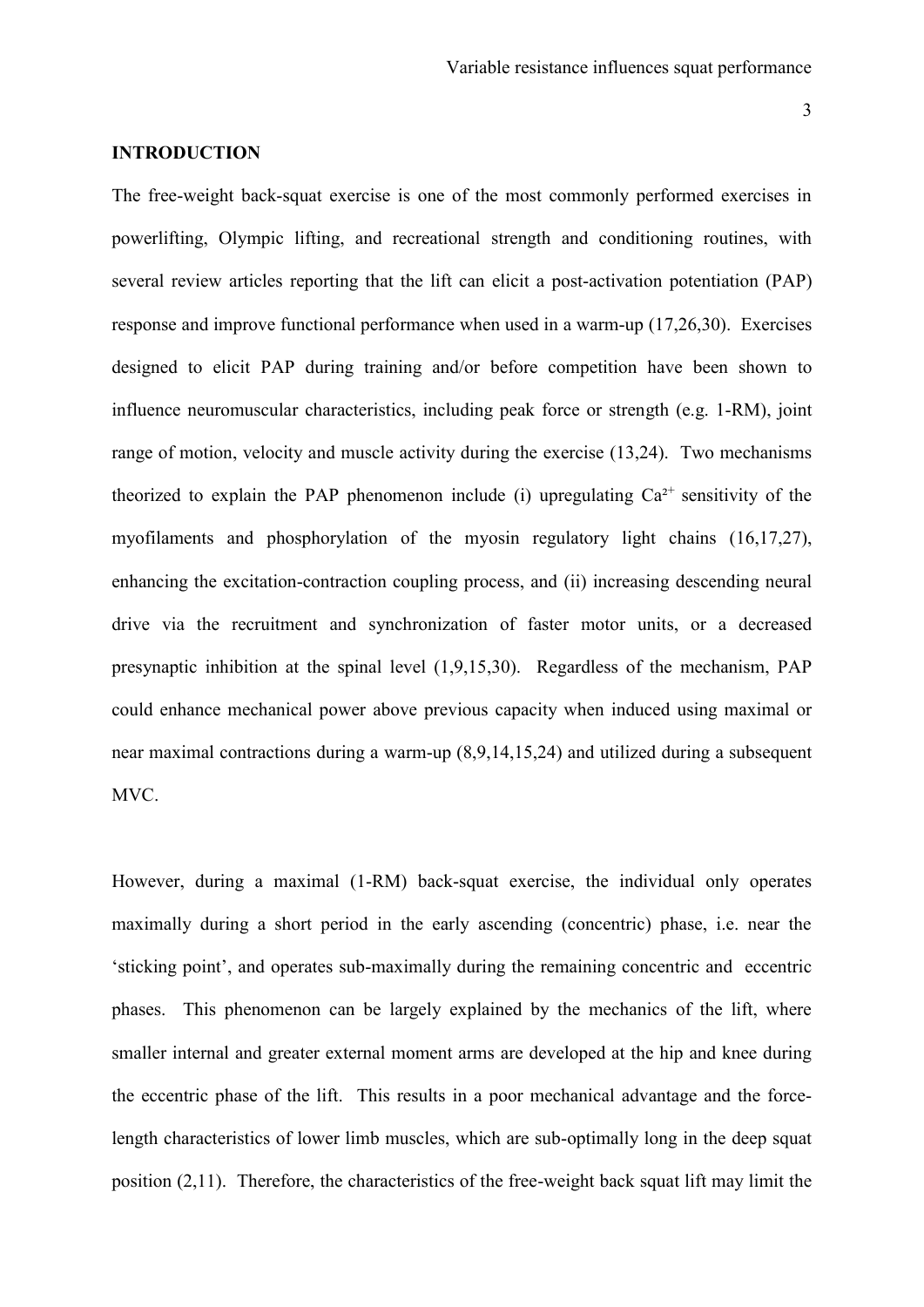## INTRODUCTION

The free-weight back-squat exercise is one of the most commonly performed exercises in powerlifting, Olympic lifting, and recreational strength and conditioning routines, with several review articles reporting that the lift can elicit a post-activation potentiation (PAP) response and improve functional performance when used in a warm-up (17,26,30). Exercises designed to elicit PAP during training and/or before competition have been shown to influence neuromuscular characteristics, including peak force or strength (e.g. 1-RM), joint range of motion, velocity and muscle activity during the exercise (13,24). Two mechanisms theorized to explain the PAP phenomenon include (i) upregulating $Ca^{2+}$ sensitivity of the myofilaments and phosphorylation of the myosin regulatory light chains (16,17,27), enhancing the excitation-contraction coupling process, and (ii) increasing descending neural drive via the recruitment and synchronization of faster motor units, or a decreased presynaptic inhibition at the spinal level (1,9,15,30). Regardless of the mechanism, PAP could enhance mechanical power above previous capacity when induced using maximal or near maximal contractions during a warm-up (8,9,14,15,24) and utilized during a subsequent MVC.

However, during a maximal (1-RM) back-squat exercise, the individual only operates maximally during a short period in the early ascending (concentric) phase, i.e. near the 'sticking point', and operates sub-maximally during the remaining concentric and eccentric phases. This phenomenon can be largely explained by the mechanics of the lift, where smaller internal and greater external moment arms are developed at the hip and knee during the eccentric phase of the lift. This results in a poor mechanical advantage and the force-length characteristics of lower limb muscles, which are sub-optimally long in the deep squat position (2,11). Therefore, the characteristics of the free-weight back squat lift may limit the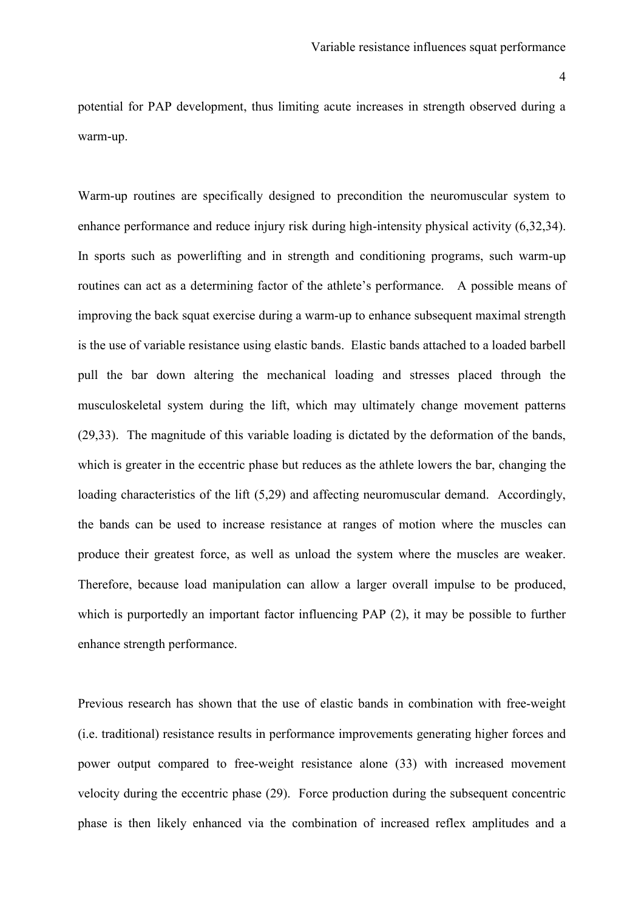potential for PAP development, thus limiting acute increases in strength observed during a warm-up.

Warm-up routines are specifically designed to precondition the neuromuscular system to enhance performance and reduce injury risk during high-intensity physical activity (6,32,34). In sports such as powerlifting and in strength and conditioning programs, such warm-up routines can act as a determining factor of the athlete's performance. A possible means of improving the back squat exercise during a warm-up to enhance subsequent maximal strength is the use of variable resistance using elastic bands. Elastic bands attached to a loaded barbell pull the bar down altering the mechanical loading and stresses placed through the musculoskeletal system during the lift, which may ultimately change movement patterns (29,33). The magnitude of this variable loading is dictated by the deformation of the bands, which is greater in the eccentric phase but reduces as the athlete lowers the bar, changing the loading characteristics of the lift (5,29) and affecting neuromuscular demand. Accordingly, the bands can be used to increase resistance at ranges of motion where the muscles can produce their greatest force, as well as unload the system where the muscles are weaker. Therefore, because load manipulation can allow a larger overall impulse to be produced, which is purportedly an important factor influencing PAP (2), it may be possible to further enhance strength performance.

Previous research has shown that the use of elastic bands in combination with free-weight (i.e. traditional) resistance results in performance improvements generating higher forces and power output compared to free-weight resistance alone (33) with increased movement velocity during the eccentric phase (29). Force production during the subsequent concentric phase is then likely enhanced via the combination of increased reflex amplitudes and a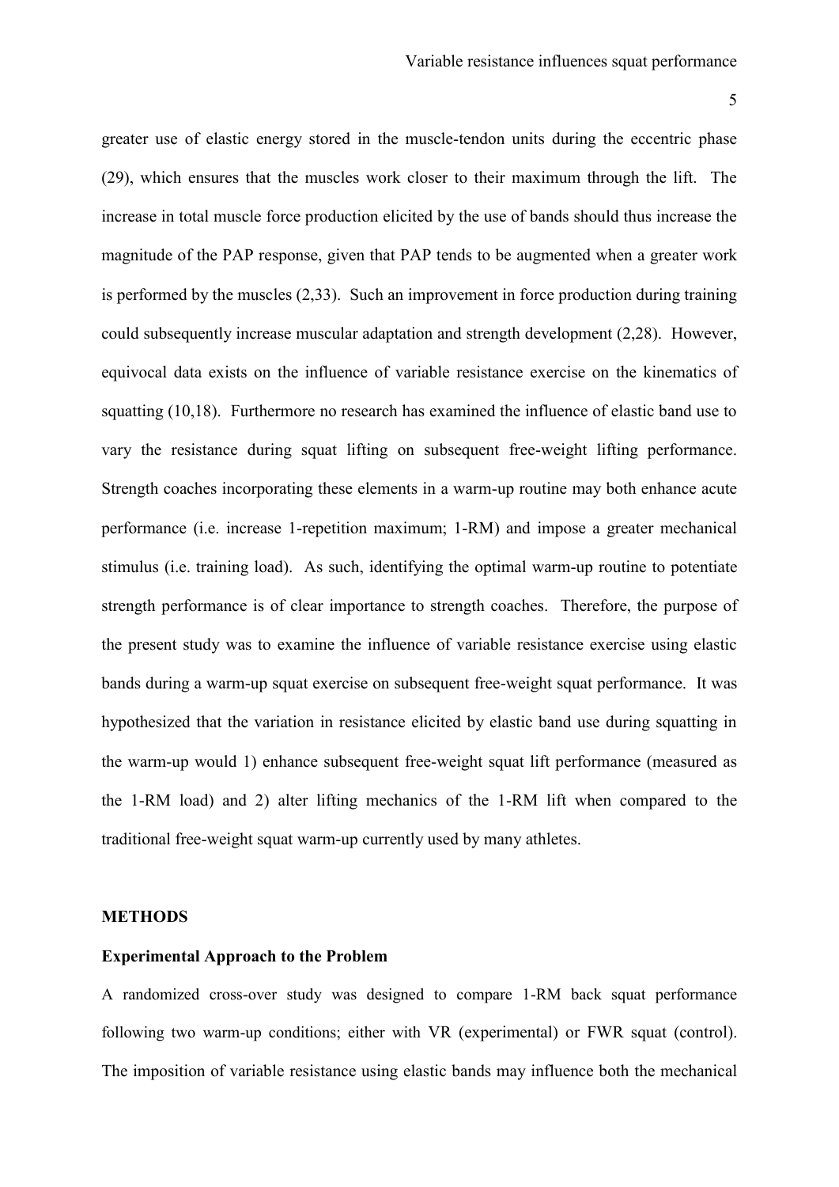greater use of elastic energy stored in the muscle-tendon units during the eccentric phase (29), which ensures that the muscles work closer to their maximum through the lift. The increase in total muscle force production elicited by the use of bands should thus increase the magnitude of the PAP response, given that PAP tends to be augmented when a greater work is performed by the muscles (2,33). Such an improvement in force production during training could subsequently increase muscular adaptation and strength development (2,28). However, equivocal data exists on the influence of variable resistance exercise on the kinematics of squatting (10,18). Furthermore no research has examined the influence of elastic band use to vary the resistance during squat lifting on subsequent free-weight lifting performance. Strength coaches incorporating these elements in a warm-up routine may both enhance acute performance (i.e. increase 1-repetition maximum; 1-RM) and impose a greater mechanical stimulus (i.e. training load). As such, identifying the optimal warm-up routine to potentiate strength performance is of clear importance to strength coaches. Therefore, the purpose of the present study was to examine the influence of variable resistance exercise using elastic bands during a warm-up squat exercise on subsequent free-weight squat performance. It was hypothesized that the variation in resistance elicited by elastic band use during squatting in the warm-up would 1) enhance subsequent free-weight squat lift performance (measured as the 1-RM load) and 2) alter lifting mechanics of the 1-RM lift when compared to the traditional free-weight squat warm-up currently used by many athletes.

## METHODS

### Experimental Approach to the Problem

A randomized cross-over study was designed to compare 1-RM back squat performance following two warm-up conditions; either with VR (experimental) or FWR squat (control). The imposition of variable resistance using elastic bands may influence both the mechanical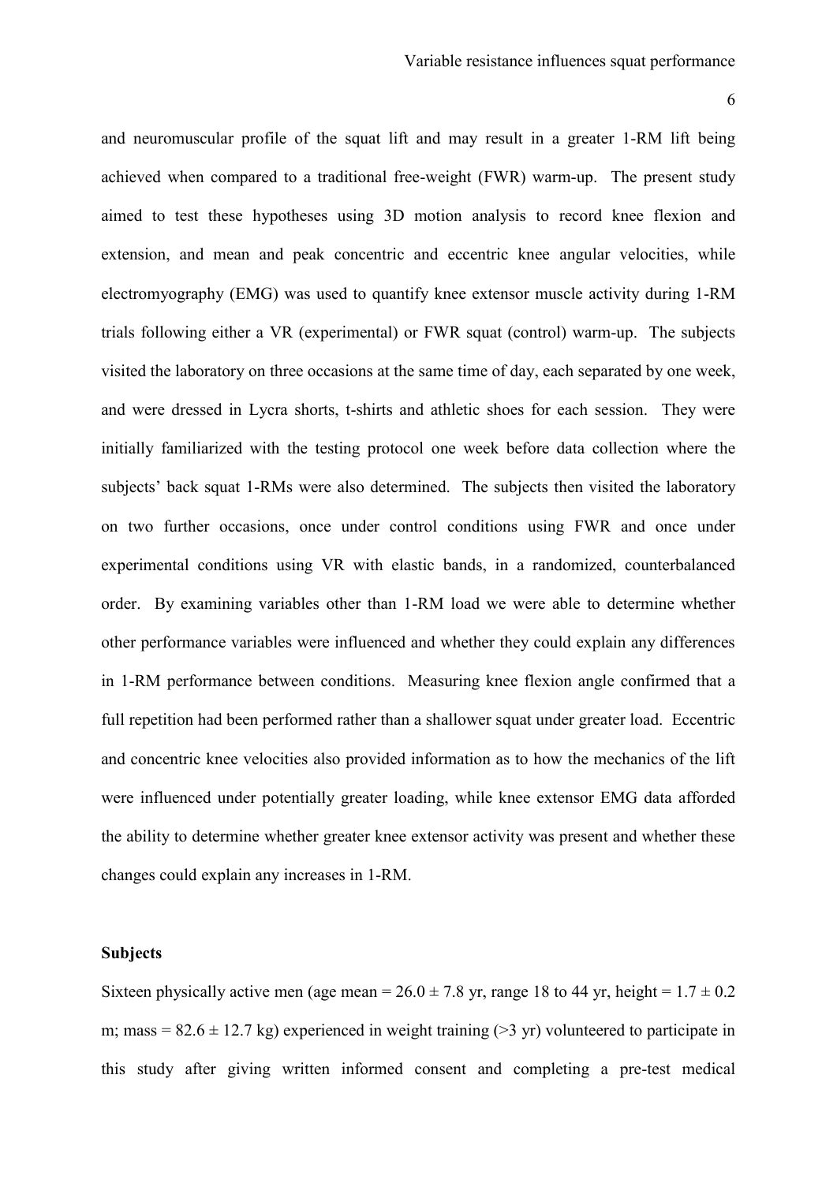and neuromuscular profile of the squat lift and may result in a greater 1-RM lift being achieved when compared to a traditional free-weight (FWR) warm-up. The present study aimed to test these hypotheses using 3D motion analysis to record knee flexion and extension, and mean and peak concentric and eccentric knee angular velocities, while electromyography (EMG) was used to quantify knee extensor muscle activity during 1-RM trials following either a VR (experimental) or FWR squat (control) warm-up. The subjects visited the laboratory on three occasions at the same time of day, each separated by one week, and were dressed in Lycra shorts, t-shirts and athletic shoes for each session. They were initially familiarized with the testing protocol one week before data collection where the subjects' back squat 1-RMs were also determined. The subjects then visited the laboratory on two further occasions, once under control conditions using FWR and once under experimental conditions using VR with elastic bands, in a randomized, counterbalanced order. By examining variables other than 1-RM load we were able to determine whether other performance variables were influenced and whether they could explain any differences in 1-RM performance between conditions. Measuring knee flexion angle confirmed that a full repetition had been performed rather than a shallower squat under greater load. Eccentric and concentric knee velocities also provided information as to how the mechanics of the lift were influenced under potentially greater loading, while knee extensor EMG data afforded the ability to determine whether greater knee extensor activity was present and whether these changes could explain any increases in 1-RM.

**Subjects**

Sixteen physically active men (age mean = 26.0 ± 7.8 yr, range 18 to 44 yr, height = 1.7 ± 0.2 m; mass = 82.6 ± 12.7 kg) experienced in weight training (>3 yr) volunteered to participate in this study after giving written informed consent and completing a pre-test medical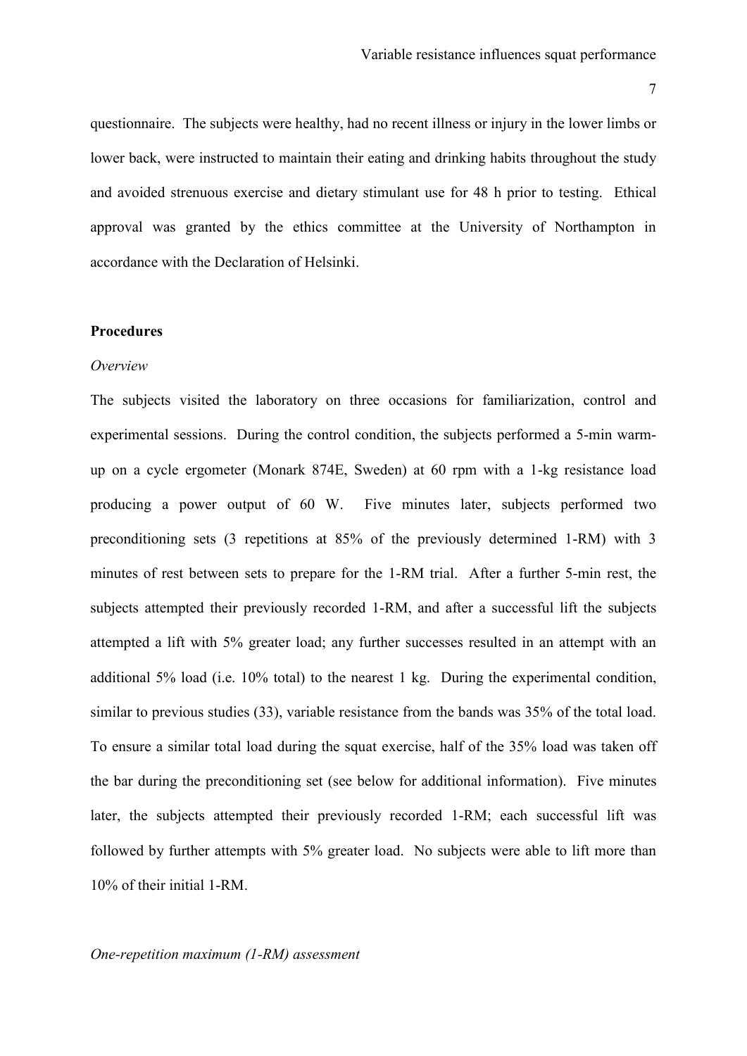questionnaire. The subjects were healthy, had no recent illness or injury in the lower limbs or lower back, were instructed to maintain their eating and drinking habits throughout the study and avoided strenuous exercise and dietary stimulant use for 48 h prior to testing. Ethical approval was granted by the ethics committee at the University of Northampton in accordance with the Declaration of Helsinki.

**Procedures**

*Overview*

The subjects visited the laboratory on three occasions for familiarization, control and experimental sessions. During the control condition, the subjects performed a 5-min warm-up on a cycle ergometer (Monark 874E, Sweden) at 60 rpm with a 1-kg resistance load producing a power output of 60 W. Five minutes later, subjects performed two preconditioning sets (3 repetitions at 85% of the previously determined 1-RM) with 3 minutes of rest between sets to prepare for the 1-RM trial. After a further 5-min rest, the subjects attempted their previously recorded 1-RM, and after a successful lift the subjects attempted a lift with 5% greater load; any further successes resulted in an attempt with an additional 5% load (i.e. 10% total) to the nearest 1 kg. During the experimental condition, similar to previous studies (33), variable resistance from the bands was 35% of the total load. To ensure a similar total load during the squat exercise, half of the 35% load was taken off the bar during the preconditioning set (see below for additional information). Five minutes later, the subjects attempted their previously recorded 1-RM; each successful lift was followed by further attempts with 5% greater load. No subjects were able to lift more than 10% of their initial 1-RM.

*One-repetition maximum (1-RM) assessment*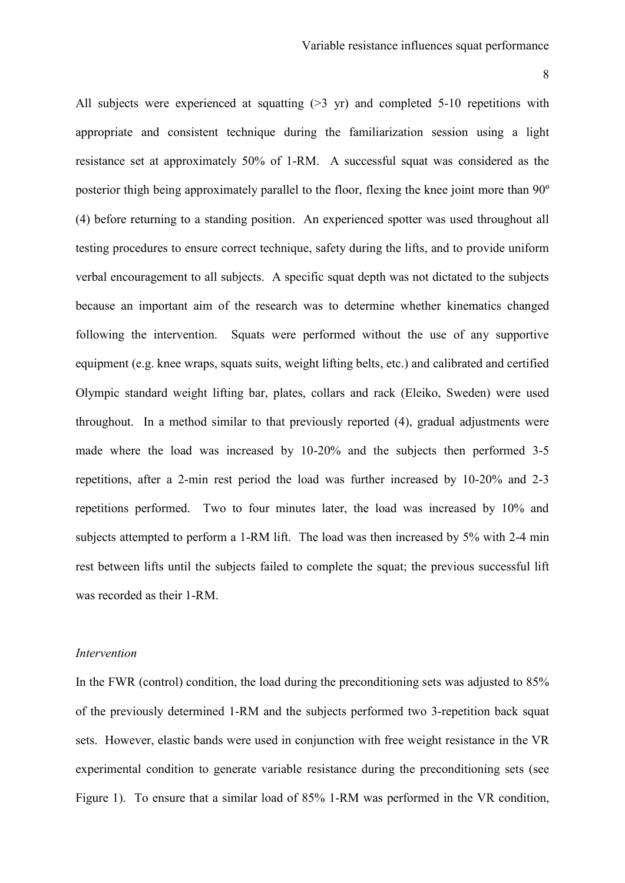All subjects were experienced at squatting (>3 yr) and completed 5-10 repetitions with appropriate and consistent technique during the familiarization session using a light resistance set at approximately 50% of 1-RM. A successful squat was considered as the posterior thigh being approximately parallel to the floor, flexing the knee joint more than 90º (4) before returning to a standing position. An experienced spotter was used throughout all testing procedures to ensure correct technique, safety during the lifts, and to provide uniform verbal encouragement to all subjects. A specific squat depth was not dictated to the subjects because an important aim of the research was to determine whether kinematics changed following the intervention. Squats were performed without the use of any supportive equipment (e.g. knee wraps, squats suits, weight lifting belts, etc.) and calibrated and certified Olympic standard weight lifting bar, plates, collars and rack (Eleiko, Sweden) were used throughout. In a method similar to that previously reported (4), gradual adjustments were made where the load was increased by 10-20% and the subjects then performed 3-5 repetitions, after a 2-min rest period the load was further increased by 10-20% and 2-3 repetitions performed. Two to four minutes later, the load was increased by 10% and subjects attempted to perform a 1-RM lift. The load was then increased by 5% with 2-4 min rest between lifts until the subjects failed to complete the squat; the previous successful lift was recorded as their 1-RM.

*Intervention*

In the FWR (control) condition, the load during the preconditioning sets was adjusted to 85% of the previously determined 1-RM and the subjects performed two 3-repetition back squat sets. However, elastic bands were used in conjunction with free weight resistance in the VR experimental condition to generate variable resistance during the preconditioning sets (see Figure 1). To ensure that a similar load of 85% 1-RM was performed in the VR condition,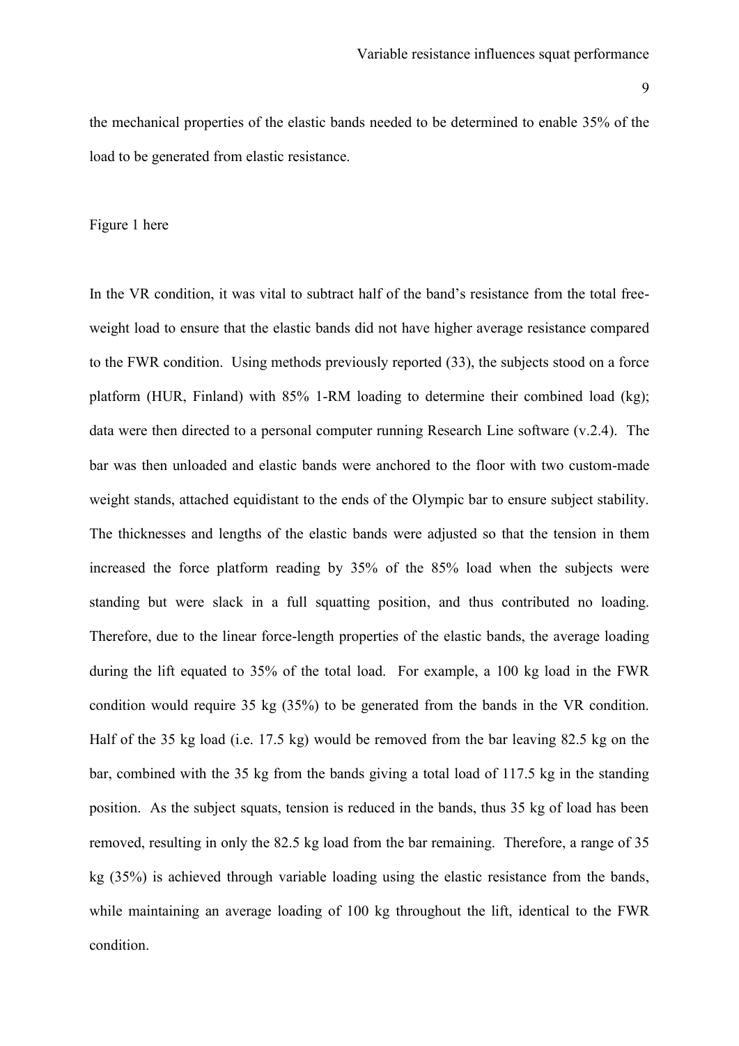the mechanical properties of the elastic bands needed to be determined to enable 35% of the load to be generated from elastic resistance.

Figure 1 here

In the VR condition, it was vital to subtract half of the band's resistance from the total free-weight load to ensure that the elastic bands did not have higher average resistance compared to the FWR condition. Using methods previously reported (33), the subjects stood on a force platform (HUR, Finland) with 85% 1-RM loading to determine their combined load (kg); data were then directed to a personal computer running Research Line software (v.2.4). The bar was then unloaded and elastic bands were anchored to the floor with two custom-made weight stands, attached equidistant to the ends of the Olympic bar to ensure subject stability. The thicknesses and lengths of the elastic bands were adjusted so that the tension in them increased the force platform reading by 35% of the 85% load when the subjects were standing but were slack in a full squatting position, and thus contributed no loading. Therefore, due to the linear force-length properties of the elastic bands, the average loading during the lift equated to 35% of the total load. For example, a 100 kg load in the FWR condition would require 35 kg (35%) to be generated from the bands in the VR condition. Half of the 35 kg load (i.e. 17.5 kg) would be removed from the bar leaving 82.5 kg on the bar, combined with the 35 kg from the bands giving a total load of 117.5 kg in the standing position. As the subject squats, tension is reduced in the bands, thus 35 kg of load has been removed, resulting in only the 82.5 kg load from the bar remaining. Therefore, a range of 35 kg (35%) is achieved through variable loading using the elastic resistance from the bands, while maintaining an average loading of 100 kg throughout the lift, identical to the FWR condition.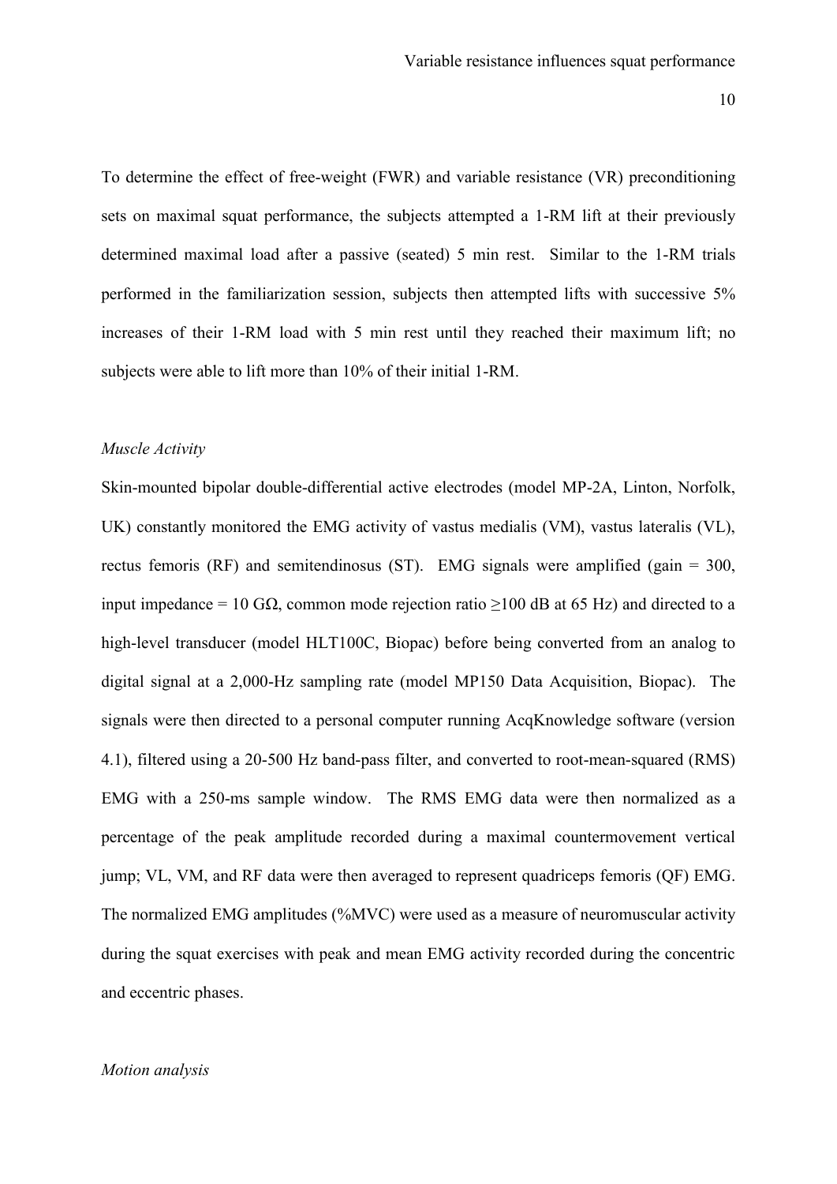To determine the effect of free-weight (FWR) and variable resistance (VR) preconditioning sets on maximal squat performance, the subjects attempted a 1-RM lift at their previously determined maximal load after a passive (seated) 5 min rest. Similar to the 1-RM trials performed in the familiarization session, subjects then attempted lifts with successive 5% increases of their 1-RM load with 5 min rest until they reached their maximum lift; no subjects were able to lift more than 10% of their initial 1-RM.

*Muscle Activity*

Skin-mounted bipolar double-differential active electrodes (model MP-2A, Linton, Norfolk, UK) constantly monitored the EMG activity of vastus medialis (VM), vastus lateralis (VL), rectus femoris (RF) and semitendinosus (ST). EMG signals were amplified (gain = 300, input impedance = 10 GΩ, common mode rejection ratio ≥100 dB at 65 Hz) and directed to a high-level transducer (model HLT100C, Biopac) before being converted from an analog to digital signal at a 2,000-Hz sampling rate (model MP150 Data Acquisition, Biopac). The signals were then directed to a personal computer running AcqKnowledge software (version 4.1), filtered using a 20-500 Hz band-pass filter, and converted to root-mean-squared (RMS) EMG with a 250-ms sample window. The RMS EMG data were then normalized as a percentage of the peak amplitude recorded during a maximal countermovement vertical jump; VL, VM, and RF data were then averaged to represent quadriceps femoris (QF) EMG. The normalized EMG amplitudes (%MVC) were used as a measure of neuromuscular activity during the squat exercises with peak and mean EMG activity recorded during the concentric and eccentric phases.

*Motion analysis*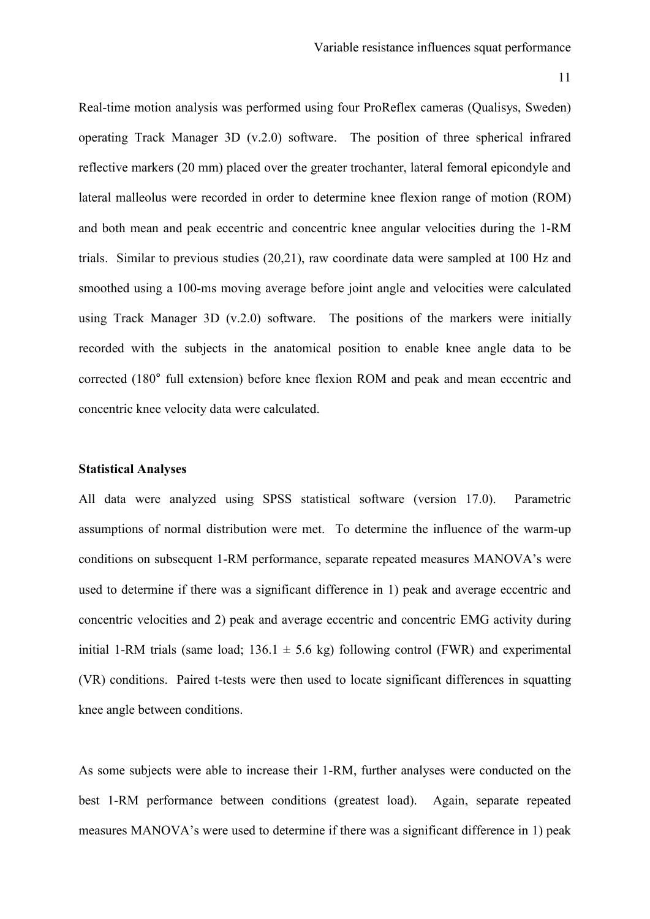Real-time motion analysis was performed using four ProReflex cameras (Qualisys, Sweden) operating Track Manager 3D (v.2.0) software. The position of three spherical infrared reflective markers (20 mm) placed over the greater trochanter, lateral femoral epicondyle and lateral malleolus were recorded in order to determine knee flexion range of motion (ROM) and both mean and peak eccentric and concentric knee angular velocities during the 1-RM trials. Similar to previous studies (20,21), raw coordinate data were sampled at 100 Hz and smoothed using a 100-ms moving average before joint angle and velocities were calculated using Track Manager 3D (v.2.0) software. The positions of the markers were initially recorded with the subjects in the anatomical position to enable knee angle data to be corrected (180° full extension) before knee flexion ROM and peak and mean eccentric and concentric knee velocity data were calculated.

**Statistical Analyses**

All data were analyzed using SPSS statistical software (version 17.0). Parametric assumptions of normal distribution were met. To determine the influence of the warm-up conditions on subsequent 1-RM performance, separate repeated measures MANOVA's were used to determine if there was a significant difference in 1) peak and average eccentric and concentric velocities and 2) peak and average eccentric and concentric EMG activity during initial 1-RM trials (same load; $136.1 \pm 5.6$ kg) following control (FWR) and experimental (VR) conditions. Paired t-tests were then used to locate significant differences in squatting knee angle between conditions.

As some subjects were able to increase their 1-RM, further analyses were conducted on the best 1-RM performance between conditions (greatest load). Again, separate repeated measures MANOVA's were used to determine if there was a significant difference in 1) peak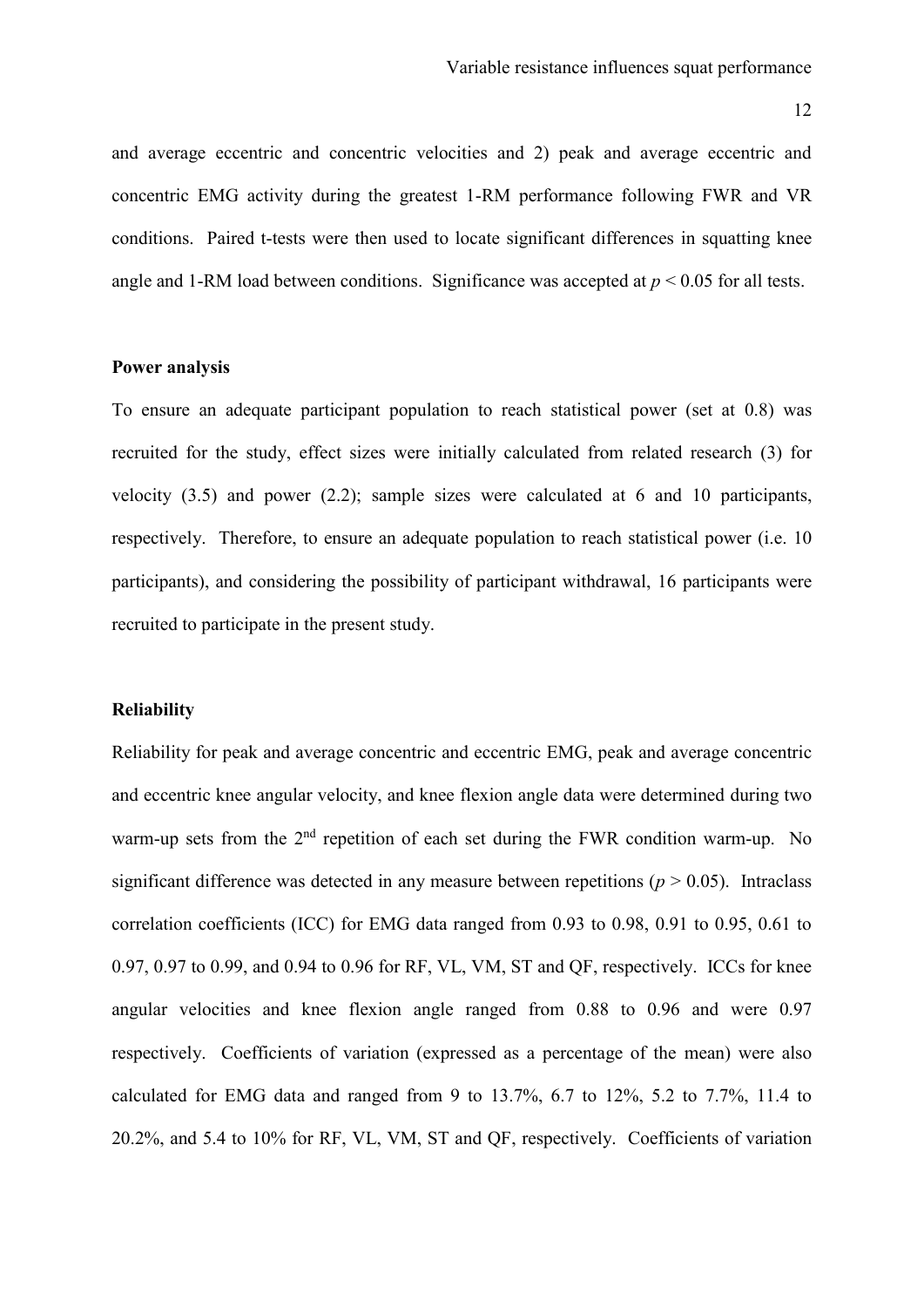and average eccentric and concentric velocities and 2) peak and average eccentric and concentric EMG activity during the greatest 1-RM performance following FWR and VR conditions. Paired t-tests were then used to locate significant differences in squatting knee angle and 1-RM load between conditions. Significance was accepted at $p < 0.05$ for all tests.

**Power analysis**

To ensure an adequate participant population to reach statistical power (set at 0.8) was recruited for the study, effect sizes were initially calculated from related research (3) for velocity (3.5) and power (2.2); sample sizes were calculated at 6 and 10 participants, respectively. Therefore, to ensure an adequate population to reach statistical power (i.e. 10 participants), and considering the possibility of participant withdrawal, 16 participants were recruited to participate in the present study.

**Reliability**

Reliability for peak and average concentric and eccentric EMG, peak and average concentric and eccentric knee angular velocity, and knee flexion angle data were determined during two warm-up sets from the 2nd repetition of each set during the FWR condition warm-up. No significant difference was detected in any measure between repetitions ($p > 0.05$). Intraclass correlation coefficients (ICC) for EMG data ranged from 0.93 to 0.98, 0.91 to 0.95, 0.61 to 0.97, 0.97 to 0.99, and 0.94 to 0.96 for RF, VL, VM, ST and QF, respectively. ICCs for knee angular velocities and knee flexion angle ranged from 0.88 to 0.96 and were 0.97 respectively. Coefficients of variation (expressed as a percentage of the mean) were also calculated for EMG data and ranged from 9 to 13.7%, 6.7 to 12%, 5.2 to 7.7%, 11.4 to 20.2%, and 5.4 to 10% for RF, VL, VM, ST and QF, respectively. Coefficients of variation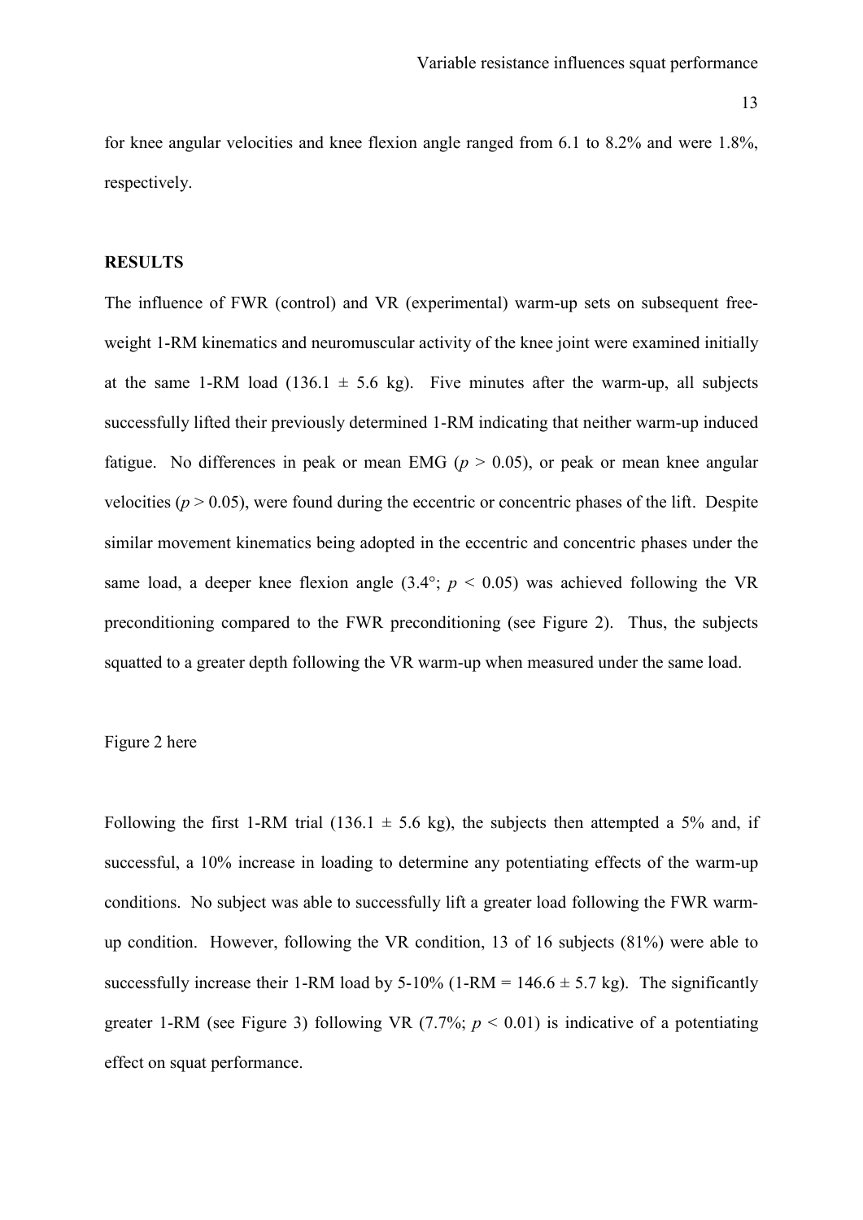for knee angular velocities and knee flexion angle ranged from 6.1 to 8.2% and were 1.8%, respectively.

## RESULTS

The influence of FWR (control) and VR (experimental) warm-up sets on subsequent free-weight 1-RM kinematics and neuromuscular activity of the knee joint were examined initially at the same 1-RM load (136.1 ± 5.6 kg). Five minutes after the warm-up, all subjects successfully lifted their previously determined 1-RM indicating that neither warm-up induced fatigue. No differences in peak or mean EMG ($p > 0.05$), or peak or mean knee angular velocities ($p > 0.05$), were found during the eccentric or concentric phases of the lift. Despite similar movement kinematics being adopted in the eccentric and concentric phases under the same load, a deeper knee flexion angle (3.4°; $p < 0.05$) was achieved following the VR preconditioning compared to the FWR preconditioning (see Figure 2). Thus, the subjects squatted to a greater depth following the VR warm-up when measured under the same load.

Figure 2 here

Following the first 1-RM trial (136.1 ± 5.6 kg), the subjects then attempted a 5% and, if successful, a 10% increase in loading to determine any potentiating effects of the warm-up conditions. No subject was able to successfully lift a greater load following the FWR warm-up condition. However, following the VR condition, 13 of 16 subjects (81%) were able to successfully increase their 1-RM load by 5-10% (1-RM = 146.6 ± 5.7 kg). The significantly greater 1-RM (see Figure 3) following VR (7.7%; $p < 0.01$) is indicative of a potentiating effect on squat performance.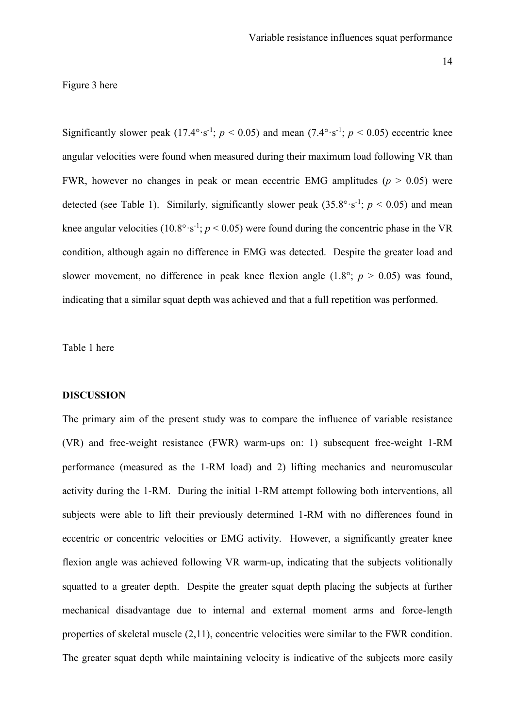Figure 3 here

Significantly slower peak ($17.4°\cdot s^{-1}$; $p < 0.05$) and mean ($7.4°\cdot s^{-1}$; $p < 0.05$) eccentric knee angular velocities were found when measured during their maximum load following VR than FWR, however no changes in peak or mean eccentric EMG amplitudes ($p > 0.05$) were detected (see Table 1). Similarly, significantly slower peak ($35.8°\cdot s^{-1}$; $p < 0.05$) and mean knee angular velocities ($10.8°\cdot s^{-1}$; $p < 0.05$) were found during the concentric phase in the VR condition, although again no difference in EMG was detected. Despite the greater load and slower movement, no difference in peak knee flexion angle (1.8°; $p > 0.05$) was found, indicating that a similar squat depth was achieved and that a full repetition was performed.

Table 1 here

## DISCUSSION

The primary aim of the present study was to compare the influence of variable resistance (VR) and free-weight resistance (FWR) warm-ups on: 1) subsequent free-weight 1-RM performance (measured as the 1-RM load) and 2) lifting mechanics and neuromuscular activity during the 1-RM. During the initial 1-RM attempt following both interventions, all subjects were able to lift their previously determined 1-RM with no differences found in eccentric or concentric velocities or EMG activity. However, a significantly greater knee flexion angle was achieved following VR warm-up, indicating that the subjects volitionally squatted to a greater depth. Despite the greater squat depth placing the subjects at further mechanical disadvantage due to internal and external moment arms and force-length properties of skeletal muscle (2,11), concentric velocities were similar to the FWR condition. The greater squat depth while maintaining velocity is indicative of the subjects more easily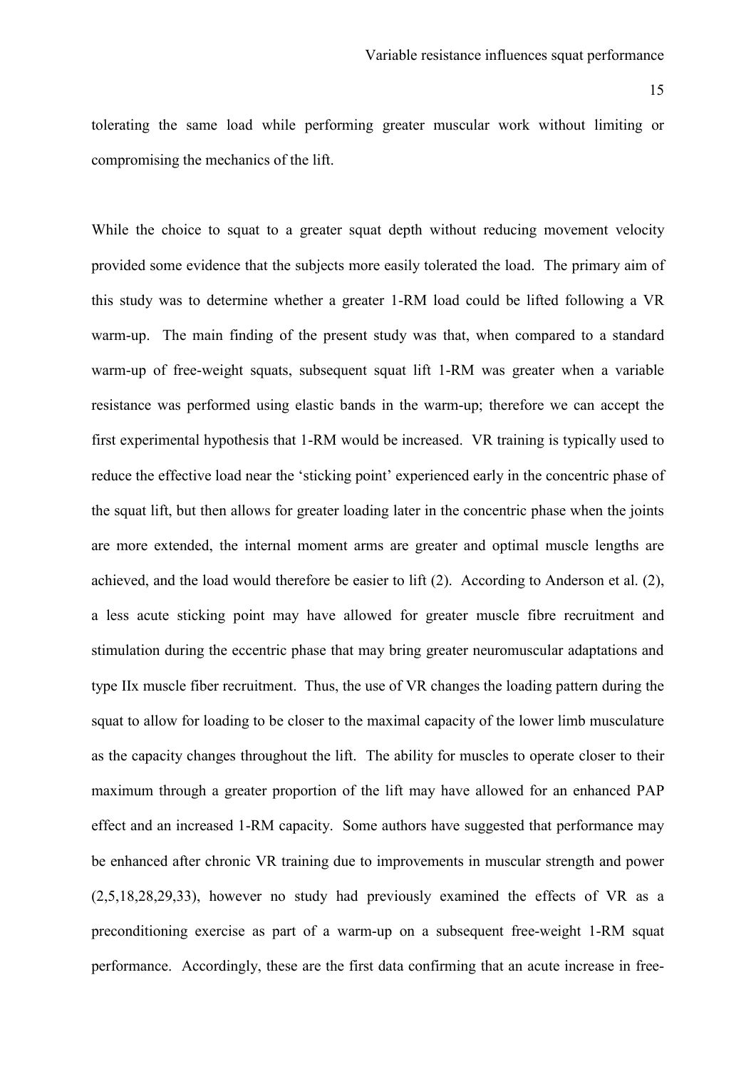tolerating the same load while performing greater muscular work without limiting or compromising the mechanics of the lift.

While the choice to squat to a greater squat depth without reducing movement velocity provided some evidence that the subjects more easily tolerated the load. The primary aim of this study was to determine whether a greater 1-RM load could be lifted following a VR warm-up. The main finding of the present study was that, when compared to a standard warm-up of free-weight squats, subsequent squat lift 1-RM was greater when a variable resistance was performed using elastic bands in the warm-up; therefore we can accept the first experimental hypothesis that 1-RM would be increased. VR training is typically used to reduce the effective load near the 'sticking point' experienced early in the concentric phase of the squat lift, but then allows for greater loading later in the concentric phase when the joints are more extended, the internal moment arms are greater and optimal muscle lengths are achieved, and the load would therefore be easier to lift (2). According to Anderson et al. (2), a less acute sticking point may have allowed for greater muscle fibre recruitment and stimulation during the eccentric phase that may bring greater neuromuscular adaptations and type IIx muscle fiber recruitment. Thus, the use of VR changes the loading pattern during the squat to allow for loading to be closer to the maximal capacity of the lower limb musculature as the capacity changes throughout the lift. The ability for muscles to operate closer to their maximum through a greater proportion of the lift may have allowed for an enhanced PAP effect and an increased 1-RM capacity. Some authors have suggested that performance may be enhanced after chronic VR training due to improvements in muscular strength and power (2,5,18,28,29,33), however no study had previously examined the effects of VR as a preconditioning exercise as part of a warm-up on a subsequent free-weight 1-RM squat performance. Accordingly, these are the first data confirming that an acute increase in free-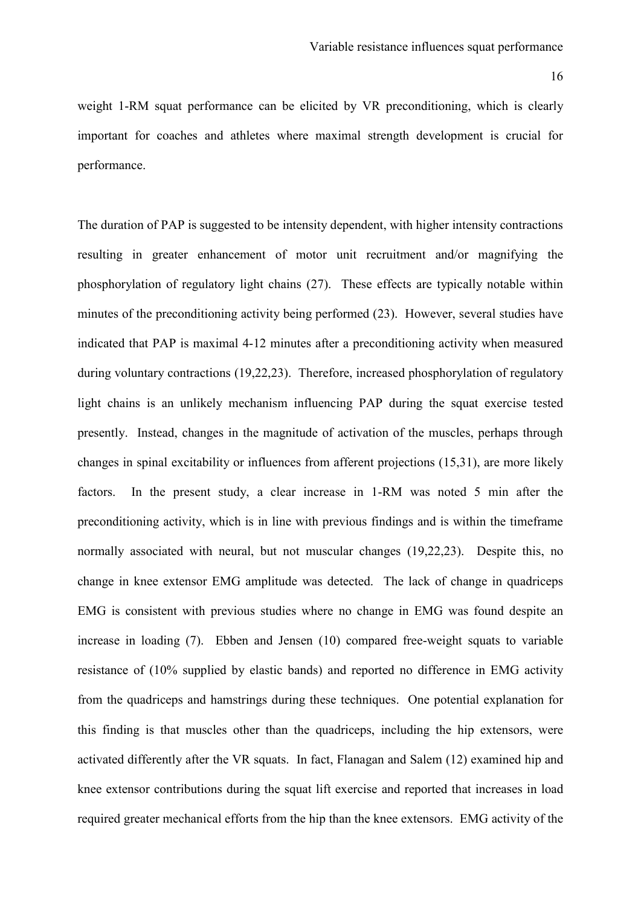weight 1-RM squat performance can be elicited by VR preconditioning, which is clearly important for coaches and athletes where maximal strength development is crucial for performance.

The duration of PAP is suggested to be intensity dependent, with higher intensity contractions resulting in greater enhancement of motor unit recruitment and/or magnifying the phosphorylation of regulatory light chains (27). These effects are typically notable within minutes of the preconditioning activity being performed (23). However, several studies have indicated that PAP is maximal 4-12 minutes after a preconditioning activity when measured during voluntary contractions (19,22,23). Therefore, increased phosphorylation of regulatory light chains is an unlikely mechanism influencing PAP during the squat exercise tested presently. Instead, changes in the magnitude of activation of the muscles, perhaps through changes in spinal excitability or influences from afferent projections (15,31), are more likely factors. In the present study, a clear increase in 1-RM was noted 5 min after the preconditioning activity, which is in line with previous findings and is within the timeframe normally associated with neural, but not muscular changes (19,22,23). Despite this, no change in knee extensor EMG amplitude was detected. The lack of change in quadriceps EMG is consistent with previous studies where no change in EMG was found despite an increase in loading (7). Ebben and Jensen (10) compared free-weight squats to variable resistance of (10% supplied by elastic bands) and reported no difference in EMG activity from the quadriceps and hamstrings during these techniques. One potential explanation for this finding is that muscles other than the quadriceps, including the hip extensors, were activated differently after the VR squats. In fact, Flanagan and Salem (12) examined hip and knee extensor contributions during the squat lift exercise and reported that increases in load required greater mechanical efforts from the hip than the knee extensors. EMG activity of the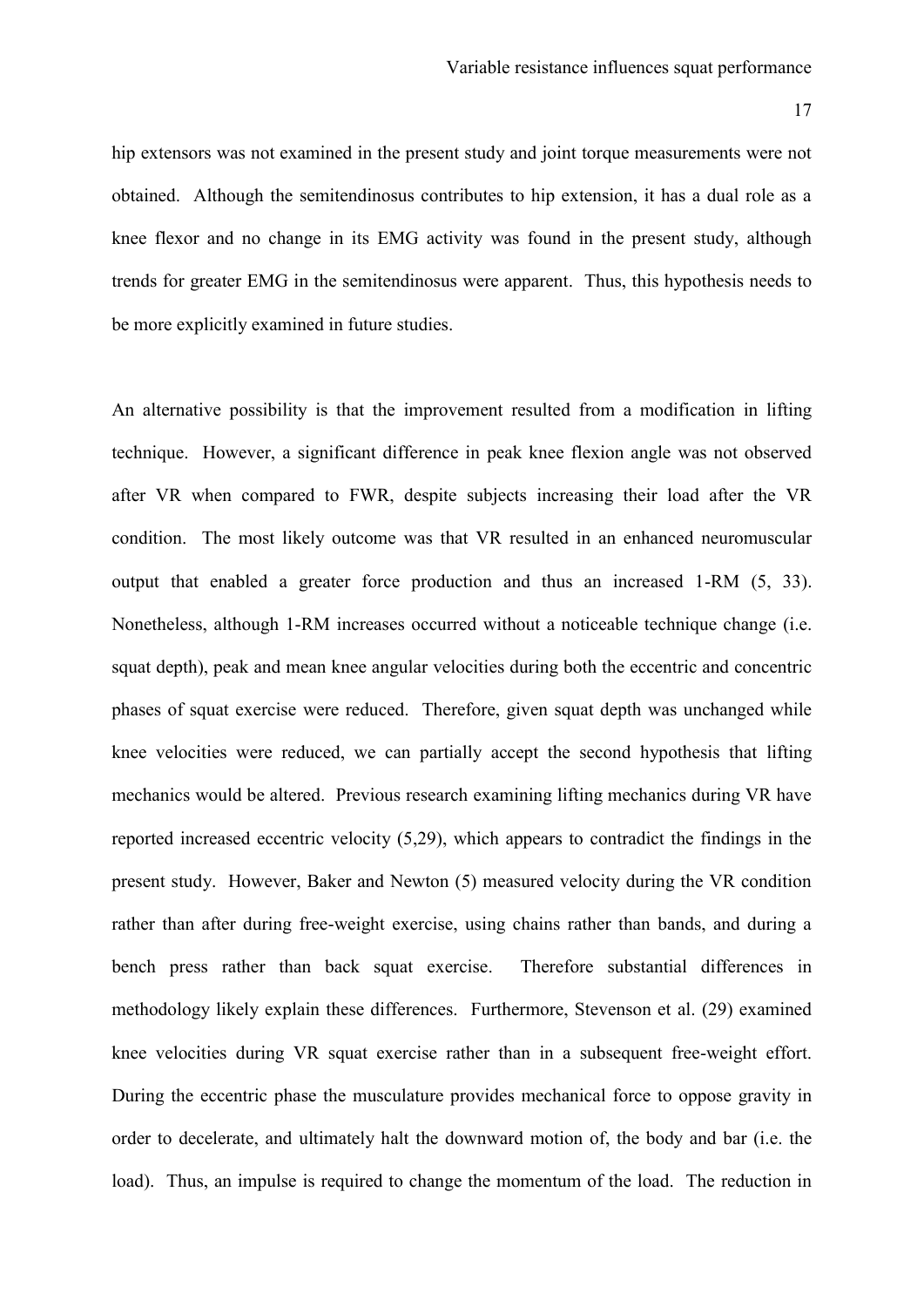hip extensors was not examined in the present study and joint torque measurements were not obtained. Although the semitendinosus contributes to hip extension, it has a dual role as a knee flexor and no change in its EMG activity was found in the present study, although trends for greater EMG in the semitendinosus were apparent. Thus, this hypothesis needs to be more explicitly examined in future studies.

An alternative possibility is that the improvement resulted from a modification in lifting technique. However, a significant difference in peak knee flexion angle was not observed after VR when compared to FWR, despite subjects increasing their load after the VR condition. The most likely outcome was that VR resulted in an enhanced neuromuscular output that enabled a greater force production and thus an increased 1-RM (5, 33). Nonetheless, although 1-RM increases occurred without a noticeable technique change (i.e. squat depth), peak and mean knee angular velocities during both the eccentric and concentric phases of squat exercise were reduced. Therefore, given squat depth was unchanged while knee velocities were reduced, we can partially accept the second hypothesis that lifting mechanics would be altered. Previous research examining lifting mechanics during VR have reported increased eccentric velocity (5,29), which appears to contradict the findings in the present study. However, Baker and Newton (5) measured velocity during the VR condition rather than after during free-weight exercise, using chains rather than bands, and during a bench press rather than back squat exercise. Therefore substantial differences in methodology likely explain these differences. Furthermore, Stevenson et al. (29) examined knee velocities during VR squat exercise rather than in a subsequent free-weight effort. During the eccentric phase the musculature provides mechanical force to oppose gravity in order to decelerate, and ultimately halt the downward motion of, the body and bar (i.e. the load). Thus, an impulse is required to change the momentum of the load. The reduction in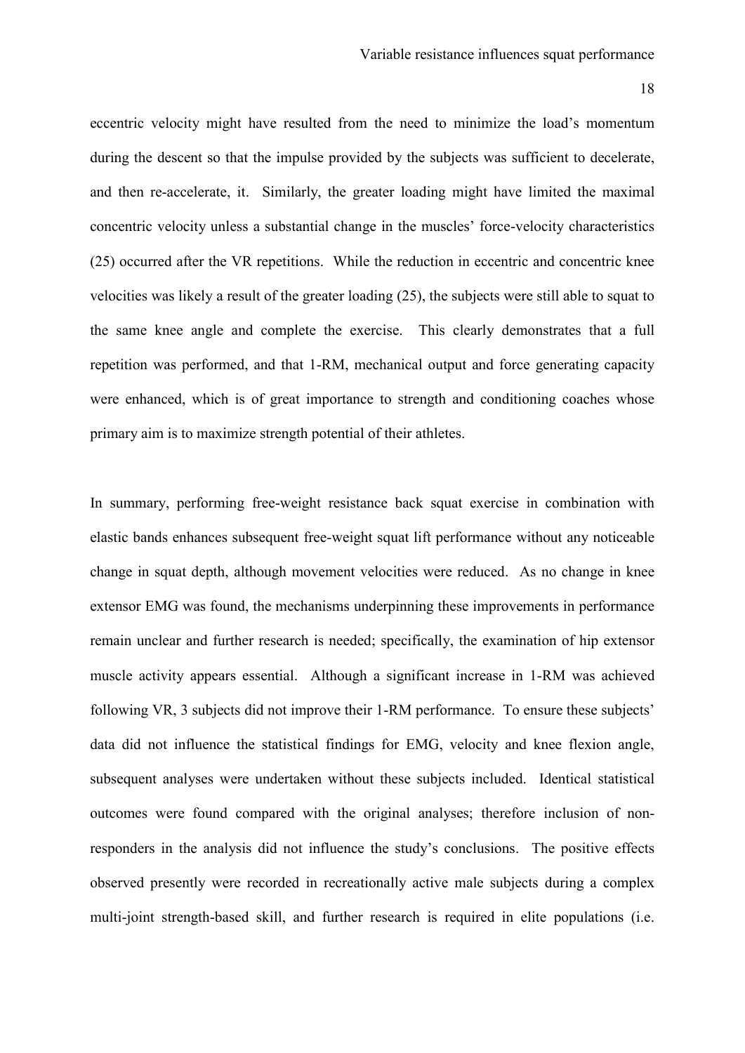eccentric velocity might have resulted from the need to minimize the load's momentum during the descent so that the impulse provided by the subjects was sufficient to decelerate, and then re-accelerate, it. Similarly, the greater loading might have limited the maximal concentric velocity unless a substantial change in the muscles' force-velocity characteristics (25) occurred after the VR repetitions. While the reduction in eccentric and concentric knee velocities was likely a result of the greater loading (25), the subjects were still able to squat to the same knee angle and complete the exercise. This clearly demonstrates that a full repetition was performed, and that 1-RM, mechanical output and force generating capacity were enhanced, which is of great importance to strength and conditioning coaches whose primary aim is to maximize strength potential of their athletes.

In summary, performing free-weight resistance back squat exercise in combination with elastic bands enhances subsequent free-weight squat lift performance without any noticeable change in squat depth, although movement velocities were reduced. As no change in knee extensor EMG was found, the mechanisms underpinning these improvements in performance remain unclear and further research is needed; specifically, the examination of hip extensor muscle activity appears essential. Although a significant increase in 1-RM was achieved following VR, 3 subjects did not improve their 1-RM performance. To ensure these subjects' data did not influence the statistical findings for EMG, velocity and knee flexion angle, subsequent analyses were undertaken without these subjects included. Identical statistical outcomes were found compared with the original analyses; therefore inclusion of non-responders in the analysis did not influence the study's conclusions. The positive effects observed presently were recorded in recreationally active male subjects during a complex multi-joint strength-based skill, and further research is required in elite populations (i.e.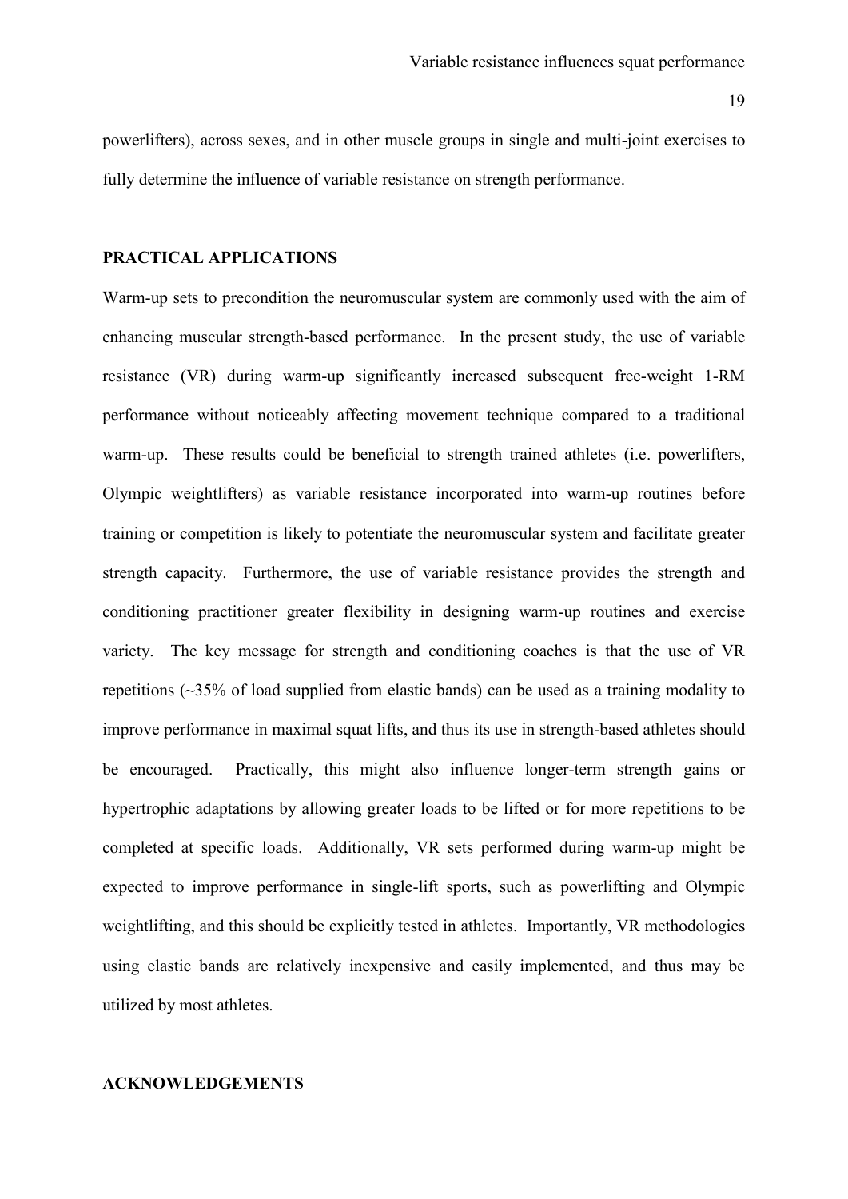powerlifters), across sexes, and in other muscle groups in single and multi-joint exercises to fully determine the influence of variable resistance on strength performance.

## PRACTICAL APPLICATIONS

Warm-up sets to precondition the neuromuscular system are commonly used with the aim of enhancing muscular strength-based performance. In the present study, the use of variable resistance (VR) during warm-up significantly increased subsequent free-weight 1-RM performance without noticeably affecting movement technique compared to a traditional warm-up. These results could be beneficial to strength trained athletes (i.e. powerlifters, Olympic weightlifters) as variable resistance incorporated into warm-up routines before training or competition is likely to potentiate the neuromuscular system and facilitate greater strength capacity. Furthermore, the use of variable resistance provides the strength and conditioning practitioner greater flexibility in designing warm-up routines and exercise variety. The key message for strength and conditioning coaches is that the use of VR repetitions (~35% of load supplied from elastic bands) can be used as a training modality to improve performance in maximal squat lifts, and thus its use in strength-based athletes should be encouraged. Practically, this might also influence longer-term strength gains or hypertrophic adaptations by allowing greater loads to be lifted or for more repetitions to be completed at specific loads. Additionally, VR sets performed during warm-up might be expected to improve performance in single-lift sports, such as powerlifting and Olympic weightlifting, and this should be explicitly tested in athletes. Importantly, VR methodologies using elastic bands are relatively inexpensive and easily implemented, and thus may be utilized by most athletes.

## ACKNOWLEDGEMENTS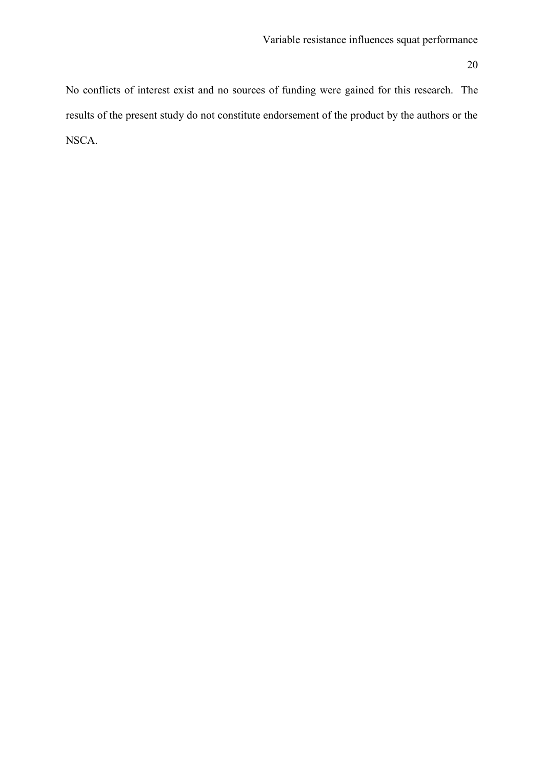No conflicts of interest exist and no sources of funding were gained for this research. The results of the present study do not constitute endorsement of the product by the authors or the NSCA.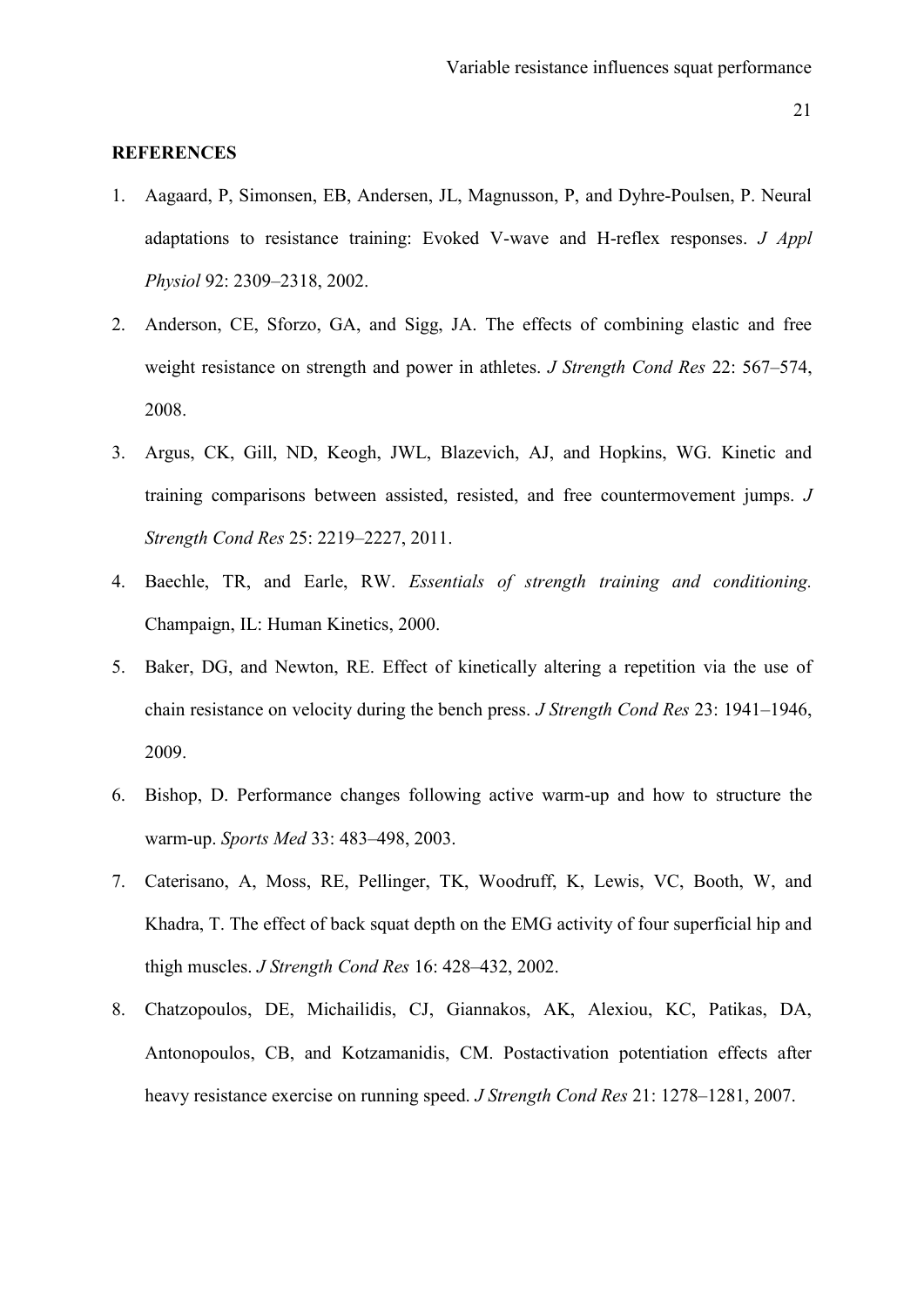## REFERENCES

1. Aagaard, P, Simonsen, EB, Andersen, JL, Magnusson, P, and Dyhre-Poulsen, P. Neural adaptations to resistance training: Evoked V-wave and H-reflex responses. *J Appl Physiol* 92: 2309–2318, 2002.
2. Anderson, CE, Sforzo, GA, and Sigg, JA. The effects of combining elastic and free weight resistance on strength and power in athletes. *J Strength Cond Res* 22: 567–574, 2008.
3. Argus, CK, Gill, ND, Keogh, JWL, Blazevich, AJ, and Hopkins, WG. Kinetic and training comparisons between assisted, resisted, and free countermovement jumps. *J Strength Cond Res* 25: 2219–2227, 2011.
4. Baechle, TR, and Earle, RW. *Essentials of strength training and conditioning.* Champaign, IL: Human Kinetics, 2000.
5. Baker, DG, and Newton, RE. Effect of kinetically altering a repetition via the use of chain resistance on velocity during the bench press. *J Strength Cond Res* 23: 1941–1946, 2009.
6. Bishop, D. Performance changes following active warm-up and how to structure the warm-up. *Sports Med* 33: 483–498, 2003.
7. Caterisano, A, Moss, RE, Pellinger, TK, Woodruff, K, Lewis, VC, Booth, W, and Khadra, T. The effect of back squat depth on the EMG activity of four superficial hip and thigh muscles. *J Strength Cond Res* 16: 428–432, 2002.
8. Chatzopoulos, DE, Michailidis, CJ, Giannakos, AK, Alexiou, KC, Patikas, DA, Antonopoulos, CB, and Kotzamanidis, CM. Postactivation potentiation effects after heavy resistance exercise on running speed. *J Strength Cond Res* 21: 1278–1281, 2007.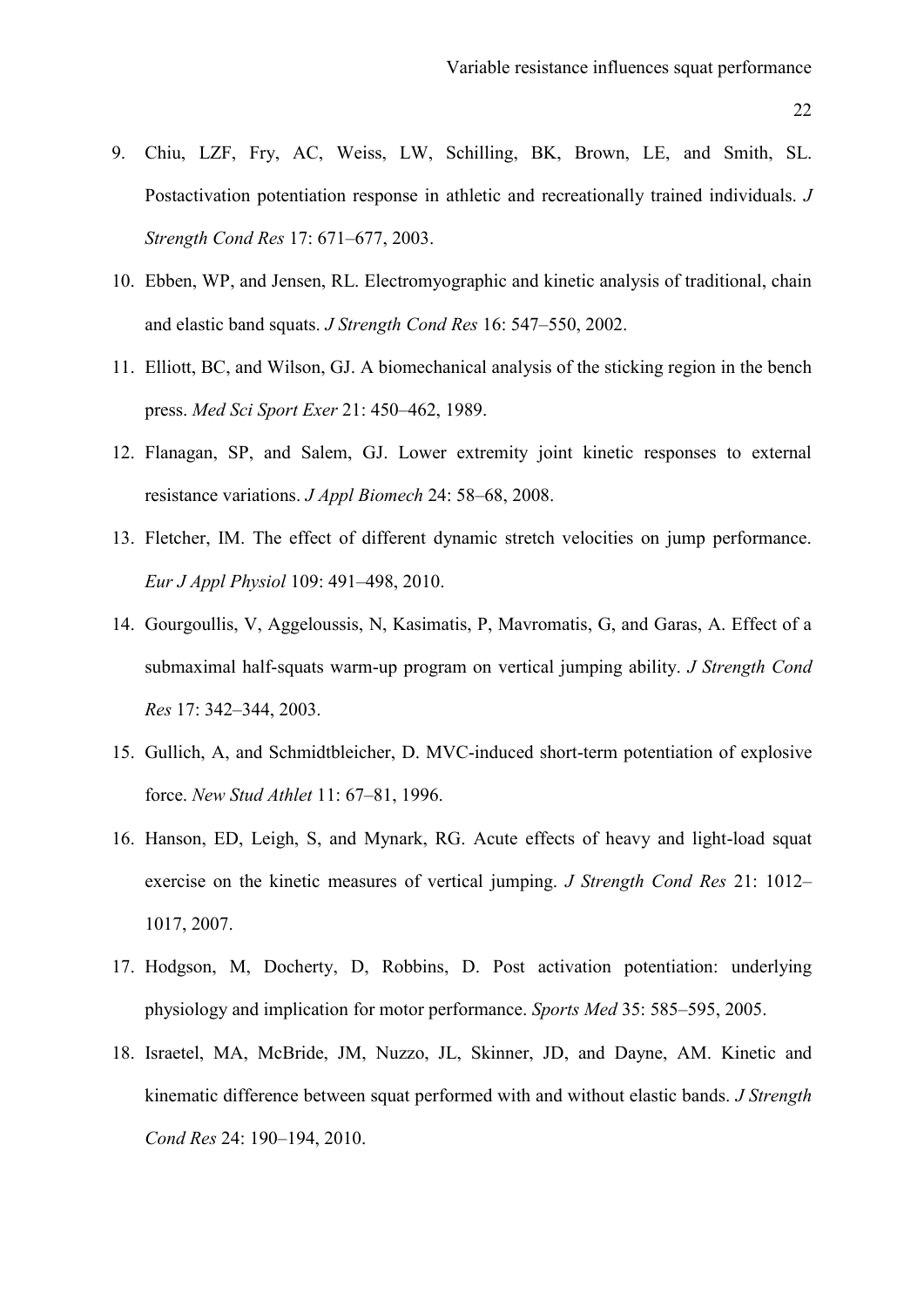9. Chiu, LZF, Fry, AC, Weiss, LW, Schilling, BK, Brown, LE, and Smith, SL. Postactivation potentiation response in athletic and recreationally trained individuals. *J Strength Cond Res* 17: 671–677, 2003.
10. Ebben, WP, and Jensen, RL. Electromyographic and kinetic analysis of traditional, chain and elastic band squats. *J Strength Cond Res* 16: 547–550, 2002.
11. Elliott, BC, and Wilson, GJ. A biomechanical analysis of the sticking region in the bench press. *Med Sci Sport Exer* 21: 450–462, 1989.
12. Flanagan, SP, and Salem, GJ. Lower extremity joint kinetic responses to external resistance variations. *J Appl Biomech* 24: 58–68, 2008.
13. Fletcher, IM. The effect of different dynamic stretch velocities on jump performance. *Eur J Appl Physiol* 109: 491–498, 2010.
14. Gourgoullis, V, Aggeloussis, N, Kasimatis, P, Mavromatis, G, and Garas, A. Effect of a submaximal half-squats warm-up program on vertical jumping ability. *J Strength Cond Res* 17: 342–344, 2003.
15. Gullich, A, and Schmidtbleicher, D. MVC-induced short-term potentiation of explosive force. *New Stud Athlet* 11: 67–81, 1996.
16. Hanson, ED, Leigh, S, and Mynark, RG. Acute effects of heavy and light-load squat exercise on the kinetic measures of vertical jumping. *J Strength Cond Res* 21: 1012–1017, 2007.
17. Hodgson, M, Docherty, D, Robbins, D. Post activation potentiation: underlying physiology and implication for motor performance. *Sports Med* 35: 585–595, 2005.
18. Israetel, MA, McBride, JM, Nuzzo, JL, Skinner, JD, and Dayne, AM. Kinetic and kinematic difference between squat performed with and without elastic bands. *J Strength Cond Res* 24: 190–194, 2010.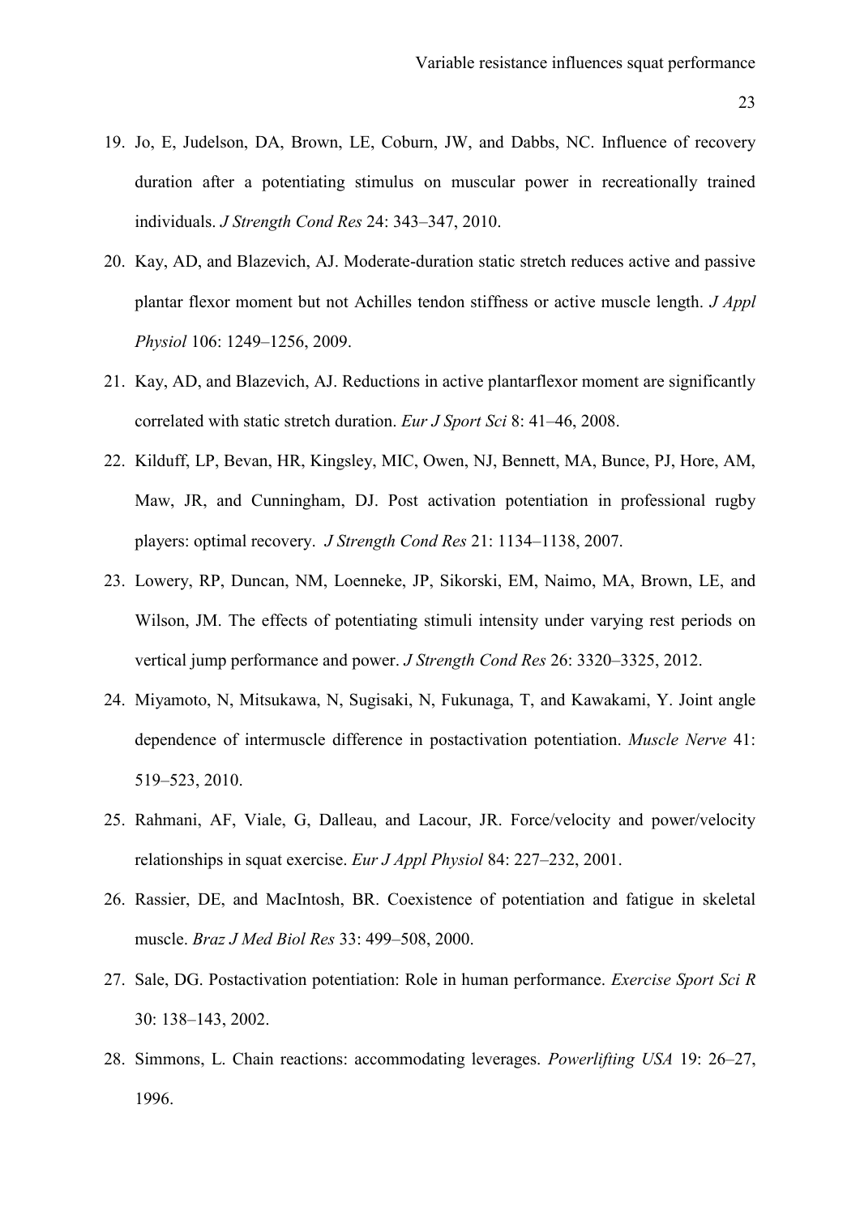19. Jo, E, Judelson, DA, Brown, LE, Coburn, JW, and Dabbs, NC. Influence of recovery duration after a potentiating stimulus on muscular power in recreationally trained individuals. *J Strength Cond Res* 24: 343–347, 2010.
20. Kay, AD, and Blazevich, AJ. Moderate-duration static stretch reduces active and passive plantar flexor moment but not Achilles tendon stiffness or active muscle length. *J Appl Physiol* 106: 1249–1256, 2009.
21. Kay, AD, and Blazevich, AJ. Reductions in active plantarflexor moment are significantly correlated with static stretch duration. *Eur J Sport Sci* 8: 41–46, 2008.
22. Kilduff, LP, Bevan, HR, Kingsley, MIC, Owen, NJ, Bennett, MA, Bunce, PJ, Hore, AM, Maw, JR, and Cunningham, DJ. Post activation potentiation in professional rugby players: optimal recovery. *J Strength Cond Res* 21: 1134–1138, 2007.
23. Lowery, RP, Duncan, NM, Loenneke, JP, Sikorski, EM, Naimo, MA, Brown, LE, and Wilson, JM. The effects of potentiating stimuli intensity under varying rest periods on vertical jump performance and power. *J Strength Cond Res* 26: 3320–3325, 2012.
24. Miyamoto, N, Mitsukawa, N, Sugisaki, N, Fukunaga, T, and Kawakami, Y. Joint angle dependence of intermuscle difference in postactivation potentiation. *Muscle Nerve* 41: 519–523, 2010.
25. Rahmani, AF, Viale, G, Dalleau, and Lacour, JR. Force/velocity and power/velocity relationships in squat exercise. *Eur J Appl Physiol* 84: 227–232, 2001.
26. Rassier, DE, and MacIntosh, BR. Coexistence of potentiation and fatigue in skeletal muscle. *Braz J Med Biol Res* 33: 499–508, 2000.
27. Sale, DG. Postactivation potentiation: Role in human performance. *Exercise Sport Sci R* 30: 138–143, 2002.
28. Simmons, L. Chain reactions: accommodating leverages. *Powerlifting USA* 19: 26–27, 1996.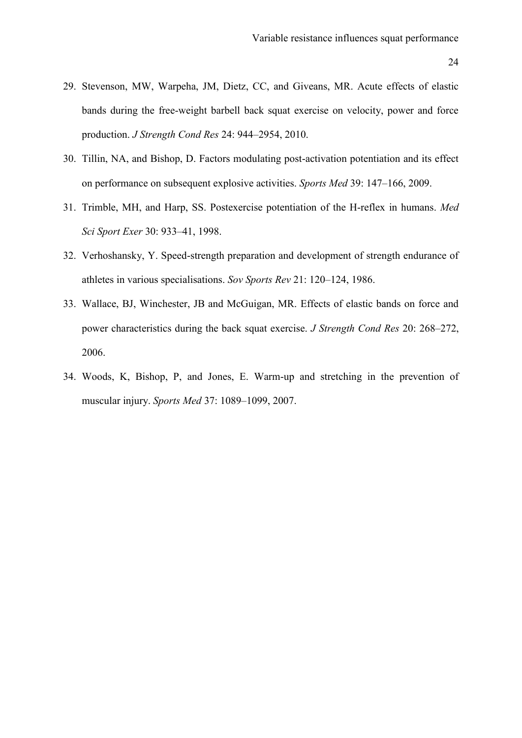29. Stevenson, MW, Warpeha, JM, Dietz, CC, and Giveans, MR. Acute effects of elastic bands during the free-weight barbell back squat exercise on velocity, power and force production. *J Strength Cond Res* 24: 944–2954, 2010.
30. Tillin, NA, and Bishop, D. Factors modulating post-activation potentiation and its effect on performance on subsequent explosive activities. *Sports Med* 39: 147–166, 2009.
31. Trimble, MH, and Harp, SS. Postexercise potentiation of the H-reflex in humans. *Med Sci Sport Exer* 30: 933–41, 1998.
32. Verhoshansky, Y. Speed-strength preparation and development of strength endurance of athletes in various specialisations. *Sov Sports Rev* 21: 120–124, 1986.
33. Wallace, BJ, Winchester, JB and McGuigan, MR. Effects of elastic bands on force and power characteristics during the back squat exercise. *J Strength Cond Res* 20: 268–272, 2006.
34. Woods, K, Bishop, P, and Jones, E. Warm-up and stretching in the prevention of muscular injury. *Sports Med* 37: 1089–1099, 2007.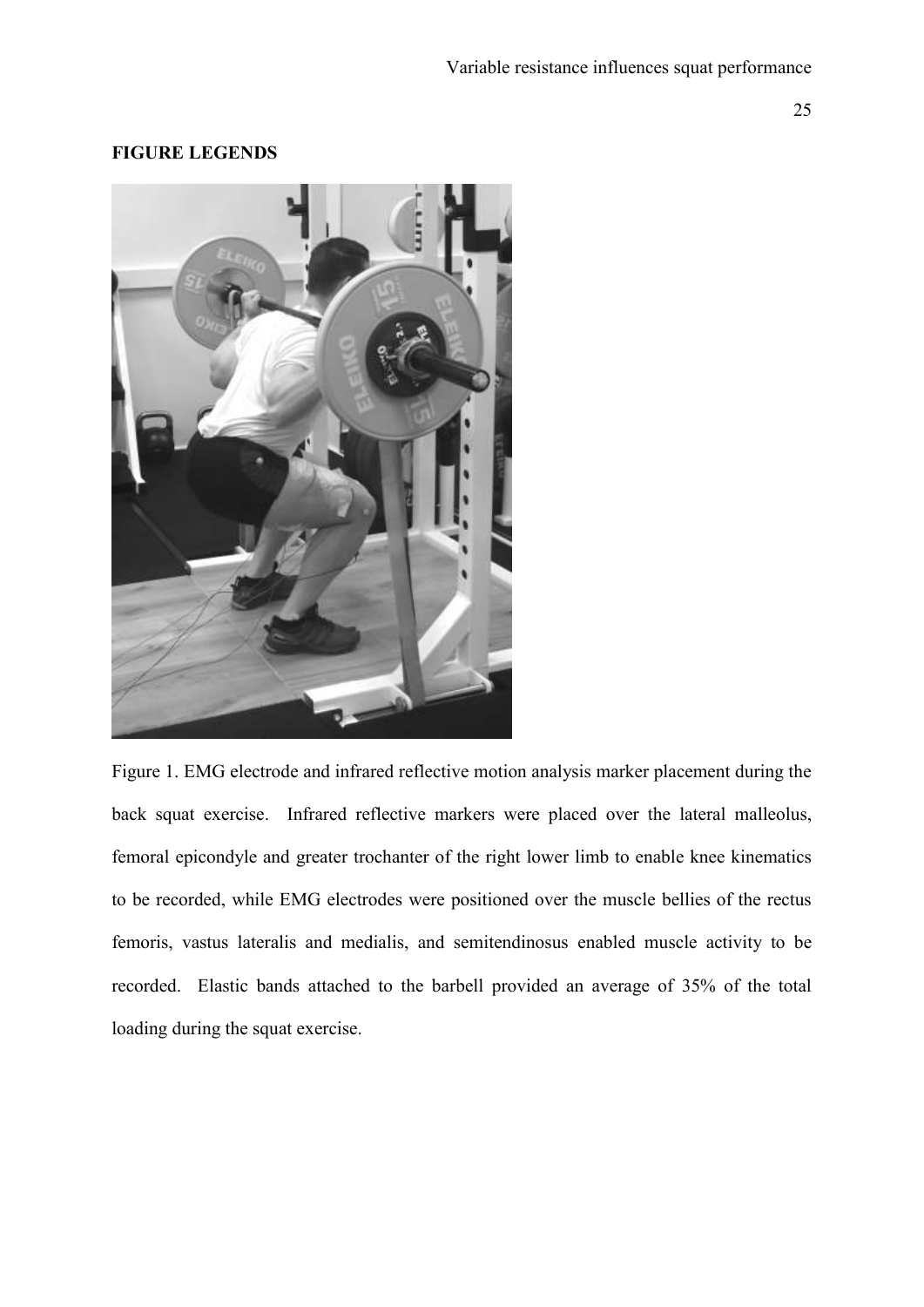**FIGURE LEGENDS**

Figure 1. EMG electrode and infrared reflective motion analysis marker placement during the back squat exercise. Infrared reflective markers were placed over the lateral malleolus, femoral epicondyle and greater trochanter of the right lower limb to enable knee kinematics to be recorded, while EMG electrodes were positioned over the muscle bellies of the rectus femoris, vastus lateralis and medialis, and semitendinosus enabled muscle activity to be recorded. Elastic bands attached to the barbell provided an average of 35% of the total loading during the squat exercise.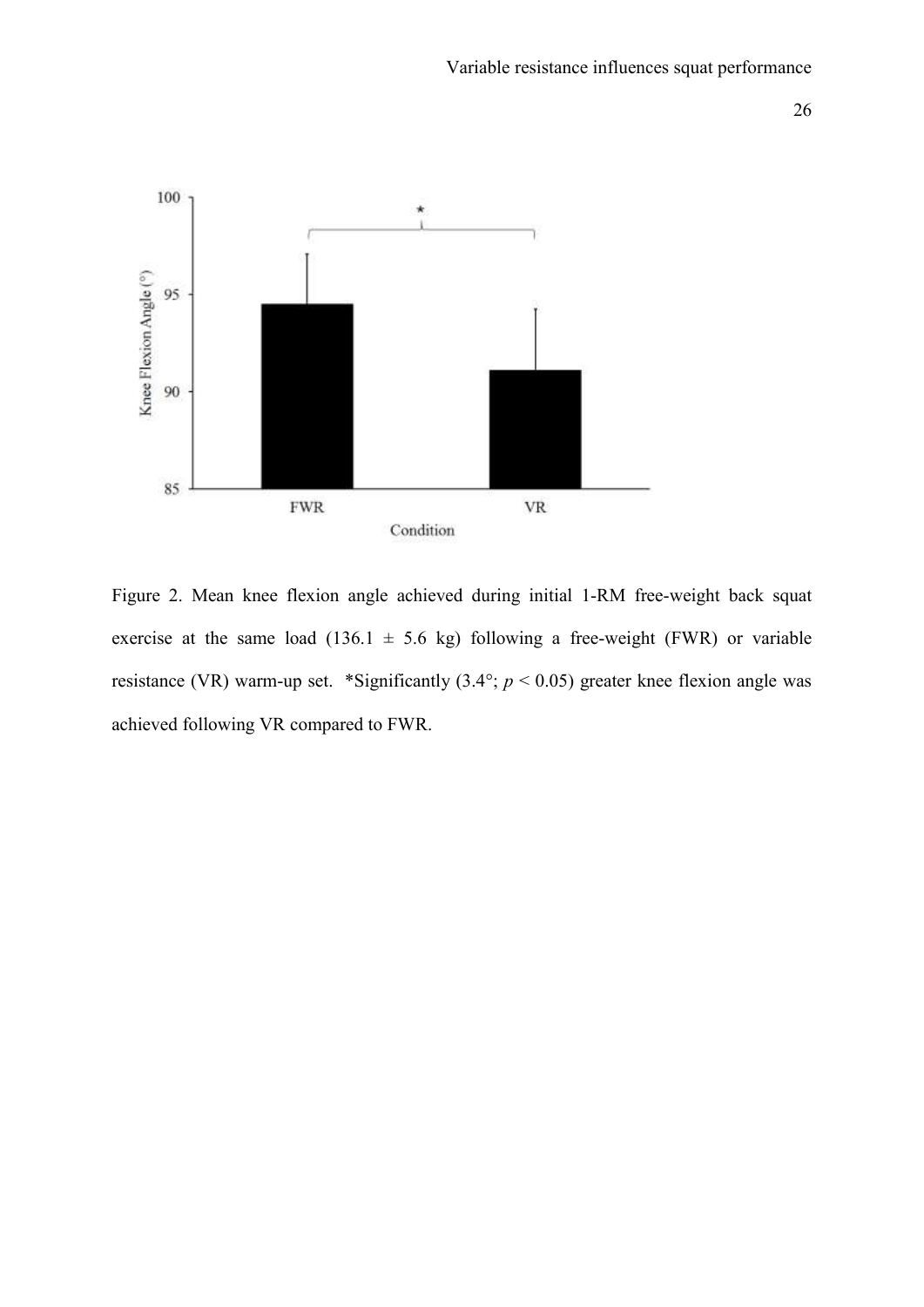Figure 2. Mean knee flexion angle achieved during initial 1-RM free-weight back squat exercise at the same load (136.1 ± 5.6 kg) following a free-weight (FWR) or variable resistance (VR) warm-up set. *Significantly (3.4°; $p < 0.05$) greater knee flexion angle was achieved following VR compared to FWR.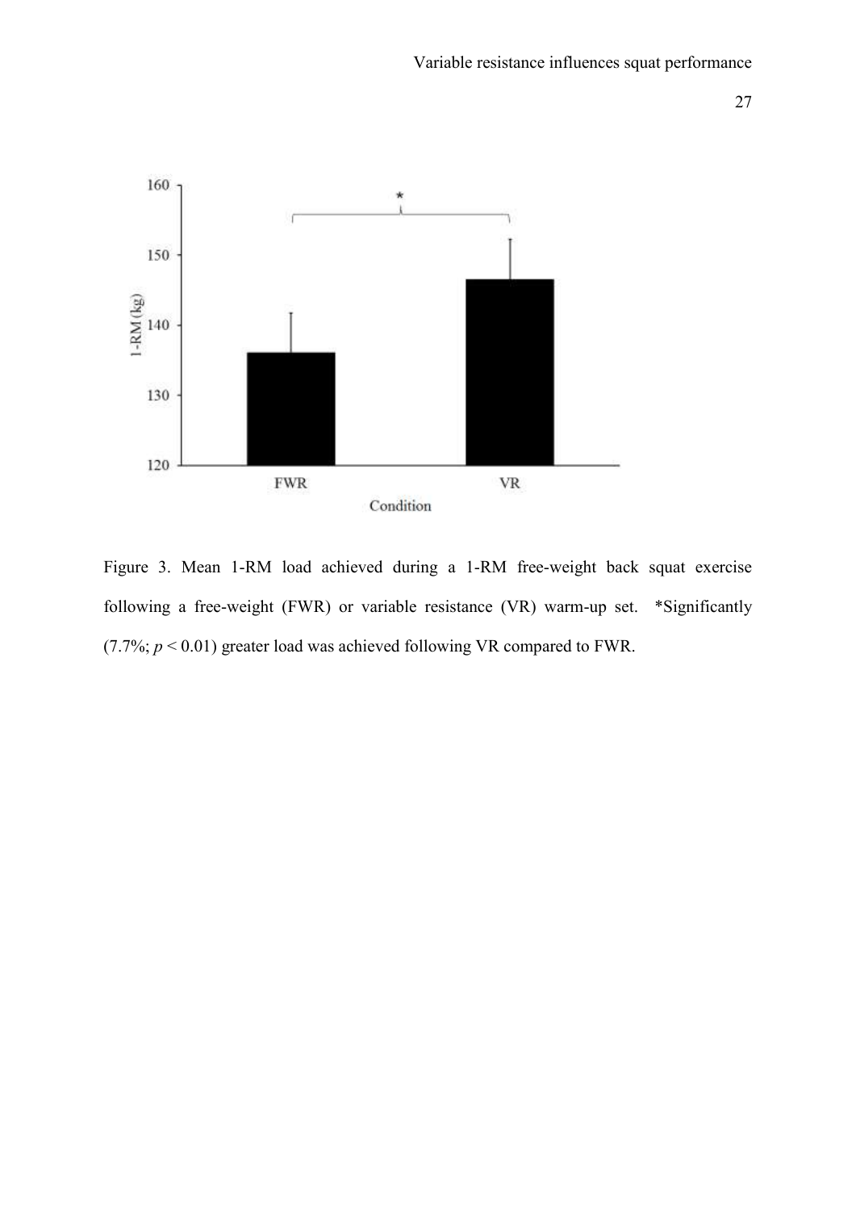Figure 3. Mean 1-RM load achieved during a 1-RM free-weight back squat exercise following a free-weight (FWR) or variable resistance (VR) warm-up set. *Significantly (7.7%; $p < 0.01$) greater load was achieved following VR compared to FWR.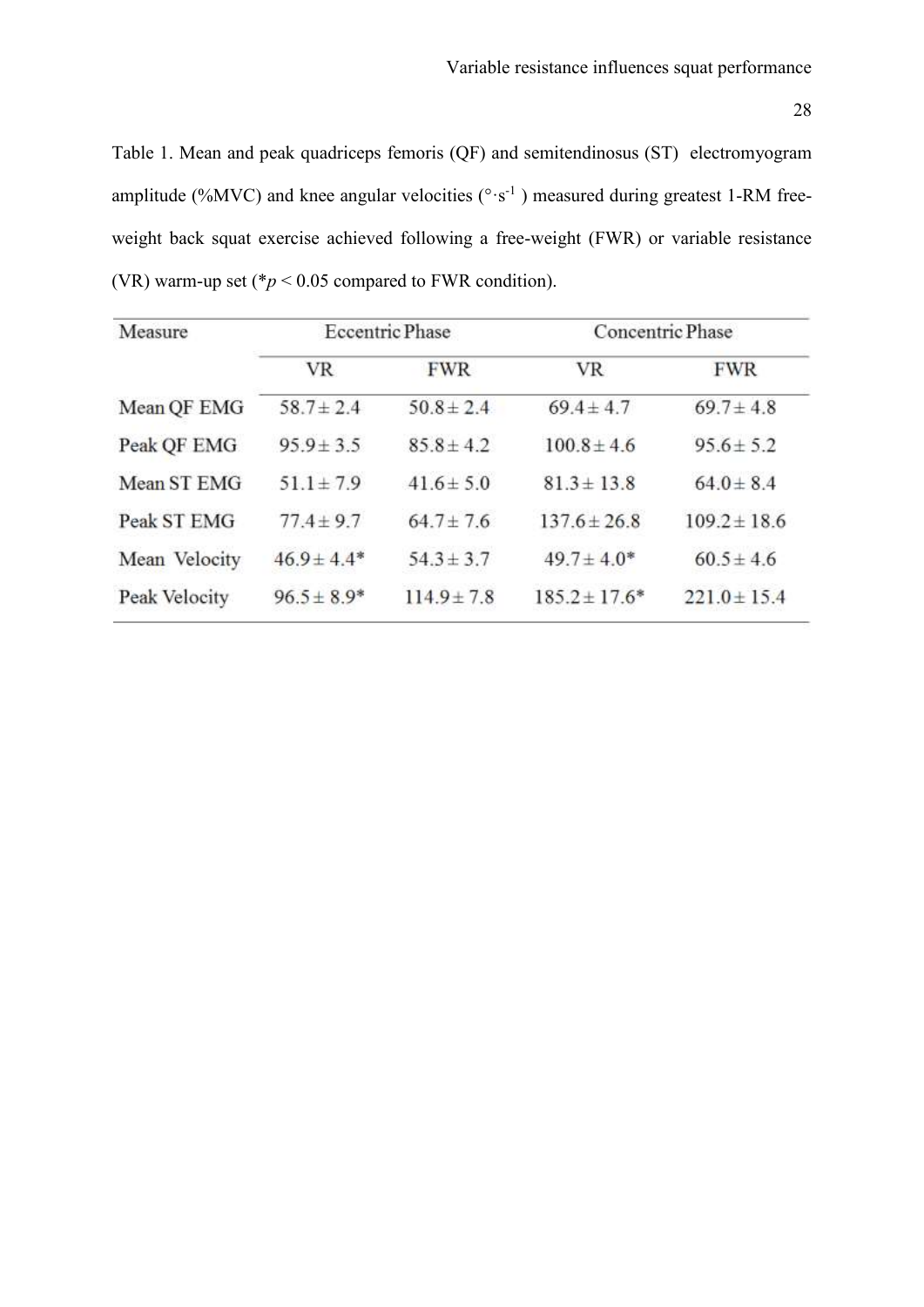Table 1. Mean and peak quadriceps femoris (QF) and semitendinosus (ST) electromyogram amplitude (%MVC) and knee angular velocities ($°\cdot s^{-1}$) measured during greatest 1-RM free-weight back squat exercise achieved following a free-weight (FWR) or variable resistance (VR) warm-up set (*$p < 0.05$ compared to FWR condition).

| Measure | Eccentric Phase | | Concentric Phase | |
|---|---|---|---|---|
| | VR | FWR | VR | FWR |
| Mean QF EMG | 58.7 ± 2.4 | 50.8 ± 2.4 | 69.4 ± 4.7 | 69.7 ± 4.8 |
| Peak QF EMG | 95.9 ± 3.5 | 85.8 ± 4.2 | 100.8 ± 4.6 | 95.6 ± 5.2 |
| Mean ST EMG | 51.1 ± 7.9 | 41.6 ± 5.0 | 81.3 ± 13.8 | 64.0 ± 8.4 |
| Peak ST EMG | 77.4 ± 9.7 | 64.7 ± 7.6 | 137.6 ± 26.8 | 109.2 ± 18.6 |
| Mean Velocity | 46.9 ± 4.4* | 54.3 ± 3.7 | 49.7 ± 4.0* | 60.5 ± 4.6 |
| Peak Velocity | 96.5 ± 8.9* | 114.9 ± 7.8 | 185.2 ± 17.6* | 221.0 ± 15.4 |